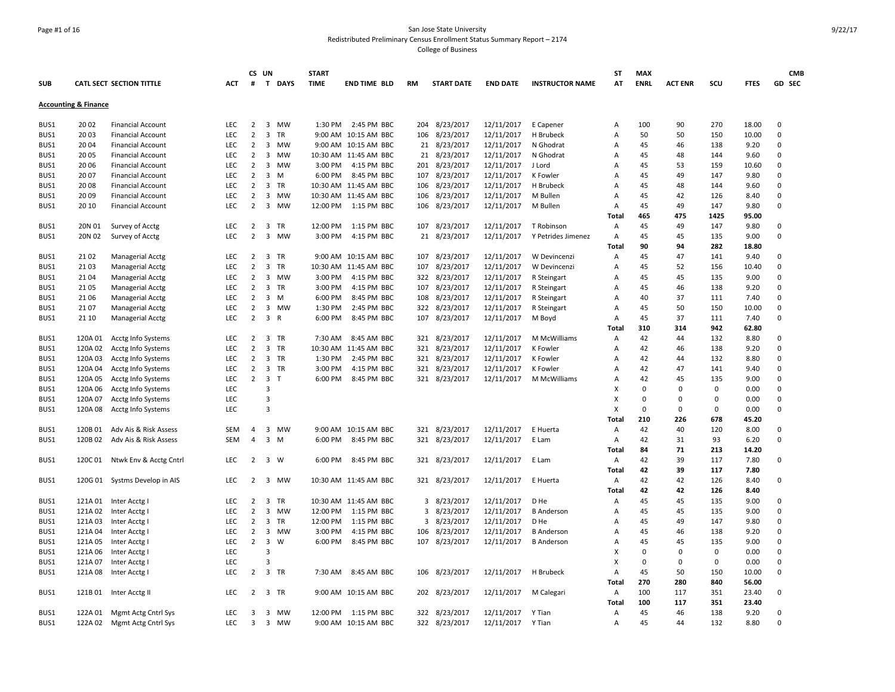San Jose State University
Redistributed Preliminary Census Enrollment Status Summary Report – 2174
College of Business

| SUB | CATL | SECT | SECTION TITTLE | ACT | CS # | UN T | DAYS | START TIME | END TIME | BLD | RM | START DATE | END DATE | INSTRUCTOR NAME | ST AT | MAX ENRL | ACT ENR | SCU | FTES | GD | CMB SEC |
|---|---|---|---|---|---|---|---|---|---|---|---|---|---|---|---|---|---|---|---|---|---|
| **Accounting & Finance** | | | | | | | | | | | | | | | | | | | | | |
| BUS1 | 20 | 02 | Financial Account | LEC | 2 | 3 | MW | 1:30 PM | 2:45 PM | BBC | 204 | 8/23/2017 | 12/11/2017 | E Capener | A | 100 | 90 | 270 | 18.00 | 0 | |
| BUS1 | 20 | 03 | Financial Account | LEC | 2 | 3 | TR | 9:00 AM | 10:15 AM | BBC | 106 | 8/23/2017 | 12/11/2017 | H Brubeck | A | 50 | 50 | 150 | 10.00 | 0 | |
| BUS1 | 20 | 04 | Financial Account | LEC | 2 | 3 | MW | 9:00 AM | 10:15 AM | BBC | 21 | 8/23/2017 | 12/11/2017 | N Ghodrat | A | 45 | 46 | 138 | 9.20 | 0 | |
| BUS1 | 20 | 05 | Financial Account | LEC | 2 | 3 | MW | 10:30 AM | 11:45 AM | BBC | 21 | 8/23/2017 | 12/11/2017 | N Ghodrat | A | 45 | 48 | 144 | 9.60 | 0 | |
| BUS1 | 20 | 06 | Financial Account | LEC | 2 | 3 | MW | 3:00 PM | 4:15 PM | BBC | 201 | 8/23/2017 | 12/11/2017 | J Lord | A | 45 | 53 | 159 | 10.60 | 0 | |
| BUS1 | 20 | 07 | Financial Account | LEC | 2 | 3 | M | 6:00 PM | 8:45 PM | BBC | 107 | 8/23/2017 | 12/11/2017 | K Fowler | A | 45 | 49 | 147 | 9.80 | 0 | |
| BUS1 | 20 | 08 | Financial Account | LEC | 2 | 3 | TR | 10:30 AM | 11:45 AM | BBC | 106 | 8/23/2017 | 12/11/2017 | H Brubeck | A | 45 | 48 | 144 | 9.60 | 0 | |
| BUS1 | 20 | 09 | Financial Account | LEC | 2 | 3 | MW | 10:30 AM | 11:45 AM | BBC | 106 | 8/23/2017 | 12/11/2017 | M Bullen | A | 45 | 42 | 126 | 8.40 | 0 | |
| BUS1 | 20 | 10 | Financial Account | LEC | 2 | 3 | MW | 12:00 PM | 1:15 PM | BBC | 106 | 8/23/2017 | 12/11/2017 | M Bullen | A | 45 | 49 | 147 | 9.80 | 0 | |
| | | | | | | | | | | | | | | | **Total** | **465** | **475** | **1425** | **95.00** | | |
| BUS1 | 20N | 01 | Survey of Acctg | LEC | 2 | 3 | TR | 12:00 PM | 1:15 PM | BBC | 107 | 8/23/2017 | 12/11/2017 | T Robinson | A | 45 | 49 | 147 | 9.80 | 0 | |
| BUS1 | 20N | 02 | Survey of Acctg | LEC | 2 | 3 | MW | 3:00 PM | 4:15 PM | BBC | 21 | 8/23/2017 | 12/11/2017 | Y Petrides Jimenez | A | 45 | 45 | 135 | 9.00 | 0 | |
| | | | | | | | | | | | | | | | **Total** | **90** | **94** | **282** | **18.80** | | |
| BUS1 | 21 | 02 | Managerial Acctg | LEC | 2 | 3 | TR | 9:00 AM | 10:15 AM | BBC | 107 | 8/23/2017 | 12/11/2017 | W Devincenzi | A | 45 | 47 | 141 | 9.40 | 0 | |
| BUS1 | 21 | 03 | Managerial Acctg | LEC | 2 | 3 | TR | 10:30 AM | 11:45 AM | BBC | 107 | 8/23/2017 | 12/11/2017 | W Devincenzi | A | 45 | 52 | 156 | 10.40 | 0 | |
| BUS1 | 21 | 04 | Managerial Acctg | LEC | 2 | 3 | MW | 3:00 PM | 4:15 PM | BBC | 322 | 8/23/2017 | 12/11/2017 | R Steingart | A | 45 | 45 | 135 | 9.00 | 0 | |
| BUS1 | 21 | 05 | Managerial Acctg | LEC | 2 | 3 | TR | 3:00 PM | 4:15 PM | BBC | 107 | 8/23/2017 | 12/11/2017 | R Steingart | A | 45 | 46 | 138 | 9.20 | 0 | |
| BUS1 | 21 | 06 | Managerial Acctg | LEC | 2 | 3 | M | 6:00 PM | 8:45 PM | BBC | 108 | 8/23/2017 | 12/11/2017 | R Steingart | A | 40 | 37 | 111 | 7.40 | 0 | |
| BUS1 | 21 | 07 | Managerial Acctg | LEC | 2 | 3 | MW | 1:30 PM | 2:45 PM | BBC | 322 | 8/23/2017 | 12/11/2017 | R Steingart | A | 45 | 50 | 150 | 10.00 | 0 | |
| BUS1 | 21 | 10 | Managerial Acctg | LEC | 2 | 3 | R | 6:00 PM | 8:45 PM | BBC | 107 | 8/23/2017 | 12/11/2017 | M Boyd | A | 45 | 37 | 111 | 7.40 | 0 | |
| | | | | | | | | | | | | | | | **Total** | **310** | **314** | **942** | **62.80** | | |
| BUS1 | 120A | 01 | Acctg Info Systems | LEC | 2 | 3 | TR | 7:30 AM | 8:45 AM | BBC | 321 | 8/23/2017 | 12/11/2017 | M McWilliams | A | 42 | 44 | 132 | 8.80 | 0 | |
| BUS1 | 120A | 02 | Acctg Info Systems | LEC | 2 | 3 | TR | 10:30 AM | 11:45 AM | BBC | 321 | 8/23/2017 | 12/11/2017 | K Fowler | A | 42 | 46 | 138 | 9.20 | 0 | |
| BUS1 | 120A | 03 | Acctg Info Systems | LEC | 2 | 3 | TR | 1:30 PM | 2:45 PM | BBC | 321 | 8/23/2017 | 12/11/2017 | K Fowler | A | 42 | 44 | 132 | 8.80 | 0 | |
| BUS1 | 120A | 04 | Acctg Info Systems | LEC | 2 | 3 | TR | 3:00 PM | 4:15 PM | BBC | 321 | 8/23/2017 | 12/11/2017 | K Fowler | A | 42 | 47 | 141 | 9.40 | 0 | |
| BUS1 | 120A | 05 | Acctg Info Systems | LEC | 2 | 3 | T | 6:00 PM | 8:45 PM | BBC | 321 | 8/23/2017 | 12/11/2017 | M McWilliams | A | 42 | 45 | 135 | 9.00 | 0 | |
| BUS1 | 120A | 06 | Acctg Info Systems | LEC | | 3 | | | | | | | | | X | 0 | 0 | 0 | 0.00 | 0 | |
| BUS1 | 120A | 07 | Acctg Info Systems | LEC | | 3 | | | | | | | | | X | 0 | 0 | 0 | 0.00 | 0 | |
| BUS1 | 120A | 08 | Acctg Info Systems | LEC | | 3 | | | | | | | | | X | 0 | 0 | 0 | 0.00 | 0 | |
| | | | | | | | | | | | | | | | **Total** | **210** | **226** | **678** | **45.20** | | |
| BUS1 | 120B | 01 | Adv Ais & Risk Assess | SEM | 4 | 3 | MW | 9:00 AM | 10:15 AM | BBC | 321 | 8/23/2017 | 12/11/2017 | E Huerta | A | 42 | 40 | 120 | 8.00 | 0 | |
| BUS1 | 120B | 02 | Adv Ais & Risk Assess | SEM | 4 | 3 | M | 6:00 PM | 8:45 PM | BBC | 321 | 8/23/2017 | 12/11/2017 | E Lam | A | 42 | 31 | 93 | 6.20 | 0 | |
| | | | | | | | | | | | | | | | **Total** | **84** | **71** | **213** | **14.20** | | |
| BUS1 | 120C | 01 | Ntwk Env & Acctg Cntrl | LEC | 2 | 3 | W | 6:00 PM | 8:45 PM | BBC | 321 | 8/23/2017 | 12/11/2017 | E Lam | A | 42 | 39 | 117 | 7.80 | 0 | |
| | | | | | | | | | | | | | | | **Total** | **42** | **39** | **117** | **7.80** | | |
| BUS1 | 120G | 01 | Systms Develop in AIS | LEC | 2 | 3 | MW | 10:30 AM | 11:45 AM | BBC | 321 | 8/23/2017 | 12/11/2017 | E Huerta | A | 42 | 42 | 126 | 8.40 | 0 | |
| | | | | | | | | | | | | | | | **Total** | **42** | **42** | **126** | **8.40** | | |
| BUS1 | 121A | 01 | Inter Acctg I | LEC | 2 | 3 | TR | 10:30 AM | 11:45 AM | BBC | 3 | 8/23/2017 | 12/11/2017 | D He | A | 45 | 45 | 135 | 9.00 | 0 | |
| BUS1 | 121A | 02 | Inter Acctg I | LEC | 2 | 3 | MW | 12:00 PM | 1:15 PM | BBC | 3 | 8/23/2017 | 12/11/2017 | B Anderson | A | 45 | 45 | 135 | 9.00 | 0 | |
| BUS1 | 121A | 03 | Inter Acctg I | LEC | 2 | 3 | TR | 12:00 PM | 1:15 PM | BBC | 3 | 8/23/2017 | 12/11/2017 | D He | A | 45 | 49 | 147 | 9.80 | 0 | |
| BUS1 | 121A | 04 | Inter Acctg I | LEC | 2 | 3 | MW | 3:00 PM | 4:15 PM | BBC | 106 | 8/23/2017 | 12/11/2017 | B Anderson | A | 45 | 46 | 138 | 9.20 | 0 | |
| BUS1 | 121A | 05 | Inter Acctg I | LEC | 2 | 3 | W | 6:00 PM | 8:45 PM | BBC | 107 | 8/23/2017 | 12/11/2017 | B Anderson | A | 45 | 45 | 135 | 9.00 | 0 | |
| BUS1 | 121A | 06 | Inter Acctg I | LEC | | 3 | | | | | | | | | X | 0 | 0 | 0 | 0.00 | 0 | |
| BUS1 | 121A | 07 | Inter Acctg I | LEC | | 3 | | | | | | | | | X | 0 | 0 | 0 | 0.00 | 0 | |
| BUS1 | 121A | 08 | Inter Acctg I | LEC | 2 | 3 | TR | 7:30 AM | 8:45 AM | BBC | 106 | 8/23/2017 | 12/11/2017 | H Brubeck | A | 45 | 50 | 150 | 10.00 | 0 | |
| | | | | | | | | | | | | | | | **Total** | **270** | **280** | **840** | **56.00** | | |
| BUS1 | 121B | 01 | Inter Acctg II | LEC | 2 | 3 | TR | 9:00 AM | 10:15 AM | BBC | 202 | 8/23/2017 | 12/11/2017 | M Calegari | A | 100 | 117 | 351 | 23.40 | 0 | |
| | | | | | | | | | | | | | | | **Total** | **100** | **117** | **351** | **23.40** | | |
| BUS1 | 122A | 01 | Mgmt Actg Cntrl Sys | LEC | 3 | 3 | MW | 12:00 PM | 1:15 PM | BBC | 322 | 8/23/2017 | 12/11/2017 | Y Tian | A | 45 | 46 | 138 | 9.20 | 0 | |
| BUS1 | 122A | 02 | Mgmt Actg Cntrl Sys | LEC | 3 | 3 | MW | 9:00 AM | 10:15 AM | BBC | 322 | 8/23/2017 | 12/11/2017 | Y Tian | A | 45 | 44 | 132 | 8.80 | 0 | |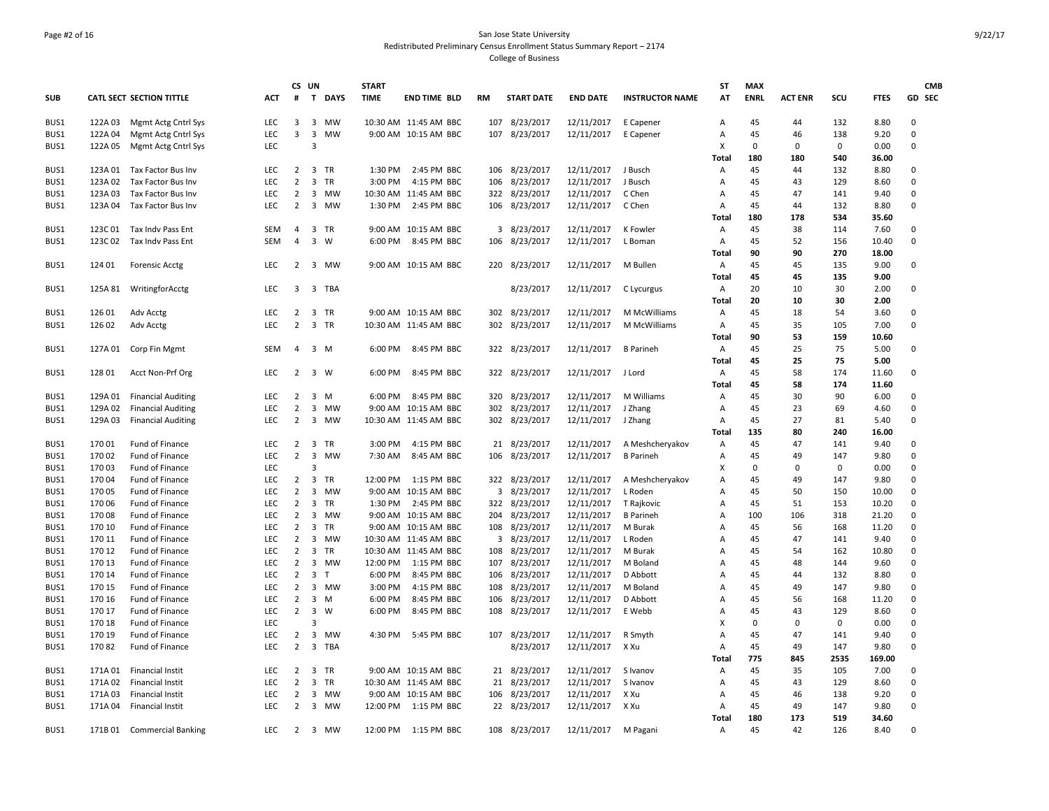San Jose State University

Redistributed Preliminary Census Enrollment Status Summary Report – 2174

College of Business

| SUB | CATL SECT | SECTION TITTLE | ACT | CS # | UN T | DAYS | START TIME | END TIME | BLD | RM | START DATE | END DATE | INSTRUCTOR NAME | ST AT | MAX ENRL | ACT ENR | SCU | FTES | GD | CMB SEC |
|---|---|---|---|---|---|---|---|---|---|---|---|---|---|---|---|---|---|---|---|---|
| BUS1 | 122A 03 | Mgmt Actg Cntrl Sys | LEC | 3 | 3 | MW | 10:30 AM | 11:45 AM | BBC | 107 | 8/23/2017 | 12/11/2017 | E Capener | A | 45 | 44 | 132 | 8.80 | 0 | |
| BUS1 | 122A 04 | Mgmt Actg Cntrl Sys | LEC | 3 | 3 | MW | 9:00 AM | 10:15 AM | BBC | 107 | 8/23/2017 | 12/11/2017 | E Capener | A | 45 | 46 | 138 | 9.20 | 0 | |
| BUS1 | 122A 05 | Mgmt Actg Cntrl Sys | LEC | | 3 | | | | | | | | | X | 0 | 0 | 0 | 0.00 | 0 | |
| | | | | | | | | | | | | | | **Total** | **180** | **180** | **540** | **36.00** | | |
| BUS1 | 123A 01 | Tax Factor Bus Inv | LEC | 2 | 3 | TR | 1:30 PM | 2:45 PM | BBC | 106 | 8/23/2017 | 12/11/2017 | J Busch | A | 45 | 44 | 132 | 8.80 | 0 | |
| BUS1 | 123A 02 | Tax Factor Bus Inv | LEC | 2 | 3 | TR | 3:00 PM | 4:15 PM | BBC | 106 | 8/23/2017 | 12/11/2017 | J Busch | A | 45 | 43 | 129 | 8.60 | 0 | |
| BUS1 | 123A 03 | Tax Factor Bus Inv | LEC | 2 | 3 | MW | 10:30 AM | 11:45 AM | BBC | 322 | 8/23/2017 | 12/11/2017 | C Chen | A | 45 | 47 | 141 | 9.40 | 0 | |
| BUS1 | 123A 04 | Tax Factor Bus Inv | LEC | 2 | 3 | MW | 1:30 PM | 2:45 PM | BBC | 106 | 8/23/2017 | 12/11/2017 | C Chen | A | 45 | 44 | 132 | 8.80 | 0 | |
| | | | | | | | | | | | | | | **Total** | **180** | **178** | **534** | **35.60** | | |
| BUS1 | 123C 01 | Tax Indv Pass Ent | SEM | 4 | 3 | TR | 9:00 AM | 10:15 AM | BBC | 3 | 8/23/2017 | 12/11/2017 | K Fowler | A | 45 | 38 | 114 | 7.60 | 0 | |
| BUS1 | 123C 02 | Tax Indv Pass Ent | SEM | 4 | 3 | W | 6:00 PM | 8:45 PM | BBC | 106 | 8/23/2017 | 12/11/2017 | L Boman | A | 45 | 52 | 156 | 10.40 | 0 | |
| | | | | | | | | | | | | | | **Total** | **90** | **90** | **270** | **18.00** | | |
| BUS1 | 124 01 | Forensic Acctg | LEC | 2 | 3 | MW | 9:00 AM | 10:15 AM | BBC | 220 | 8/23/2017 | 12/11/2017 | M Bullen | A | 45 | 45 | 135 | 9.00 | 0 | |
| | | | | | | | | | | | | | | **Total** | **45** | **45** | **135** | **9.00** | | |
| BUS1 | 125A 81 | WritingforAcctg | LEC | 3 | 3 | TBA | | | | | 8/23/2017 | 12/11/2017 | C Lycurgus | A | 20 | 10 | 30 | 2.00 | 0 | |
| | | | | | | | | | | | | | | **Total** | **20** | **10** | **30** | **2.00** | | |
| BUS1 | 126 01 | Adv Acctg | LEC | 2 | 3 | TR | 9:00 AM | 10:15 AM | BBC | 302 | 8/23/2017 | 12/11/2017 | M McWilliams | A | 45 | 18 | 54 | 3.60 | 0 | |
| BUS1 | 126 02 | Adv Acctg | LEC | 2 | 3 | TR | 10:30 AM | 11:45 AM | BBC | 302 | 8/23/2017 | 12/11/2017 | M McWilliams | A | 45 | 35 | 105 | 7.00 | 0 | |
| | | | | | | | | | | | | | | **Total** | **90** | **53** | **159** | **10.60** | | |
| BUS1 | 127A 01 | Corp Fin Mgmt | SEM | 4 | 3 | M | 6:00 PM | 8:45 PM | BBC | 322 | 8/23/2017 | 12/11/2017 | B Parineh | A | 45 | 25 | 75 | 5.00 | 0 | |
| | | | | | | | | | | | | | | **Total** | **45** | **25** | **75** | **5.00** | | |
| BUS1 | 128 01 | Acct Non-Prf Org | LEC | 2 | 3 | W | 6:00 PM | 8:45 PM | BBC | 322 | 8/23/2017 | 12/11/2017 | J Lord | A | 45 | 58 | 174 | 11.60 | 0 | |
| | | | | | | | | | | | | | | **Total** | **45** | **58** | **174** | **11.60** | | |
| BUS1 | 129A 01 | Financial Auditing | LEC | 2 | 3 | M | 6:00 PM | 8:45 PM | BBC | 320 | 8/23/2017 | 12/11/2017 | M Williams | A | 45 | 30 | 90 | 6.00 | 0 | |
| BUS1 | 129A 02 | Financial Auditing | LEC | 2 | 3 | MW | 9:00 AM | 10:15 AM | BBC | 302 | 8/23/2017 | 12/11/2017 | J Zhang | A | 45 | 23 | 69 | 4.60 | 0 | |
| BUS1 | 129A 03 | Financial Auditing | LEC | 2 | 3 | MW | 10:30 AM | 11:45 AM | BBC | 302 | 8/23/2017 | 12/11/2017 | J Zhang | A | 45 | 27 | 81 | 5.40 | 0 | |
| | | | | | | | | | | | | | | **Total** | **135** | **80** | **240** | **16.00** | | |
| BUS1 | 170 01 | Fund of Finance | LEC | 2 | 3 | TR | 3:00 PM | 4:15 PM | BBC | 21 | 8/23/2017 | 12/11/2017 | A Meshcheryakov | A | 45 | 47 | 141 | 9.40 | 0 | |
| BUS1 | 170 02 | Fund of Finance | LEC | 2 | 3 | MW | 7:30 AM | 8:45 AM | BBC | 106 | 8/23/2017 | 12/11/2017 | B Parineh | A | 45 | 49 | 147 | 9.80 | 0 | |
| BUS1 | 170 03 | Fund of Finance | LEC | | 3 | | | | | | | | | X | 0 | 0 | 0 | 0.00 | 0 | |
| BUS1 | 170 04 | Fund of Finance | LEC | 2 | 3 | TR | 12:00 PM | 1:15 PM | BBC | 322 | 8/23/2017 | 12/11/2017 | A Meshcheryakov | A | 45 | 49 | 147 | 9.80 | 0 | |
| BUS1 | 170 05 | Fund of Finance | LEC | 2 | 3 | MW | 9:00 AM | 10:15 AM | BBC | 3 | 8/23/2017 | 12/11/2017 | L Roden | A | 45 | 50 | 150 | 10.00 | 0 | |
| BUS1 | 170 06 | Fund of Finance | LEC | 2 | 3 | TR | 1:30 PM | 2:45 PM | BBC | 322 | 8/23/2017 | 12/11/2017 | T Rajkovic | A | 45 | 51 | 153 | 10.20 | 0 | |
| BUS1 | 170 08 | Fund of Finance | LEC | 2 | 3 | MW | 9:00 AM | 10:15 AM | BBC | 204 | 8/23/2017 | 12/11/2017 | B Parineh | A | 100 | 106 | 318 | 21.20 | 0 | |
| BUS1 | 170 10 | Fund of Finance | LEC | 2 | 3 | TR | 9:00 AM | 10:15 AM | BBC | 108 | 8/23/2017 | 12/11/2017 | M Burak | A | 45 | 56 | 168 | 11.20 | 0 | |
| BUS1 | 170 11 | Fund of Finance | LEC | 2 | 3 | MW | 10:30 AM | 11:45 AM | BBC | 3 | 8/23/2017 | 12/11/2017 | L Roden | A | 45 | 47 | 141 | 9.40 | 0 | |
| BUS1 | 170 12 | Fund of Finance | LEC | 2 | 3 | TR | 10:30 AM | 11:45 AM | BBC | 108 | 8/23/2017 | 12/11/2017 | M Burak | A | 45 | 54 | 162 | 10.80 | 0 | |
| BUS1 | 170 13 | Fund of Finance | LEC | 2 | 3 | MW | 12:00 PM | 1:15 PM | BBC | 107 | 8/23/2017 | 12/11/2017 | M Boland | A | 45 | 48 | 144 | 9.60 | 0 | |
| BUS1 | 170 14 | Fund of Finance | LEC | 2 | 3 | T | 6:00 PM | 8:45 PM | BBC | 106 | 8/23/2017 | 12/11/2017 | D Abbott | A | 45 | 44 | 132 | 8.80 | 0 | |
| BUS1 | 170 15 | Fund of Finance | LEC | 2 | 3 | MW | 3:00 PM | 4:15 PM | BBC | 108 | 8/23/2017 | 12/11/2017 | M Boland | A | 45 | 49 | 147 | 9.80 | 0 | |
| BUS1 | 170 16 | Fund of Finance | LEC | 2 | 3 | M | 6:00 PM | 8:45 PM | BBC | 106 | 8/23/2017 | 12/11/2017 | D Abbott | A | 45 | 56 | 168 | 11.20 | 0 | |
| BUS1 | 170 17 | Fund of Finance | LEC | 2 | 3 | W | 6:00 PM | 8:45 PM | BBC | 108 | 8/23/2017 | 12/11/2017 | E Webb | A | 45 | 43 | 129 | 8.60 | 0 | |
| BUS1 | 170 18 | Fund of Finance | LEC | | 3 | | | | | | | | | X | 0 | 0 | 0 | 0.00 | 0 | |
| BUS1 | 170 19 | Fund of Finance | LEC | 2 | 3 | MW | 4:30 PM | 5:45 PM | BBC | 107 | 8/23/2017 | 12/11/2017 | R Smyth | A | 45 | 47 | 141 | 9.40 | 0 | |
| BUS1 | 170 82 | Fund of Finance | LEC | 2 | 3 | TBA | | | | | 8/23/2017 | 12/11/2017 | X Xu | A | 45 | 49 | 147 | 9.80 | 0 | |
| | | | | | | | | | | | | | | **Total** | **775** | **845** | **2535** | **169.00** | | |
| BUS1 | 171A 01 | Financial Instit | LEC | 2 | 3 | TR | 9:00 AM | 10:15 AM | BBC | 21 | 8/23/2017 | 12/11/2017 | S Ivanov | A | 45 | 35 | 105 | 7.00 | 0 | |
| BUS1 | 171A 02 | Financial Instit | LEC | 2 | 3 | TR | 10:30 AM | 11:45 AM | BBC | 21 | 8/23/2017 | 12/11/2017 | S Ivanov | A | 45 | 43 | 129 | 8.60 | 0 | |
| BUS1 | 171A 03 | Financial Instit | LEC | 2 | 3 | MW | 9:00 AM | 10:15 AM | BBC | 106 | 8/23/2017 | 12/11/2017 | X Xu | A | 45 | 46 | 138 | 9.20 | 0 | |
| BUS1 | 171A 04 | Financial Instit | LEC | 2 | 3 | MW | 12:00 PM | 1:15 PM | BBC | 22 | 8/23/2017 | 12/11/2017 | X Xu | A | 45 | 49 | 147 | 9.80 | 0 | |
| | | | | | | | | | | | | | | **Total** | **180** | **173** | **519** | **34.60** | | |
| BUS1 | 171B 01 | Commercial Banking | LEC | 2 | 3 | MW | 12:00 PM | 1:15 PM | BBC | 108 | 8/23/2017 | 12/11/2017 | M Pagani | A | 45 | 42 | 126 | 8.40 | 0 | |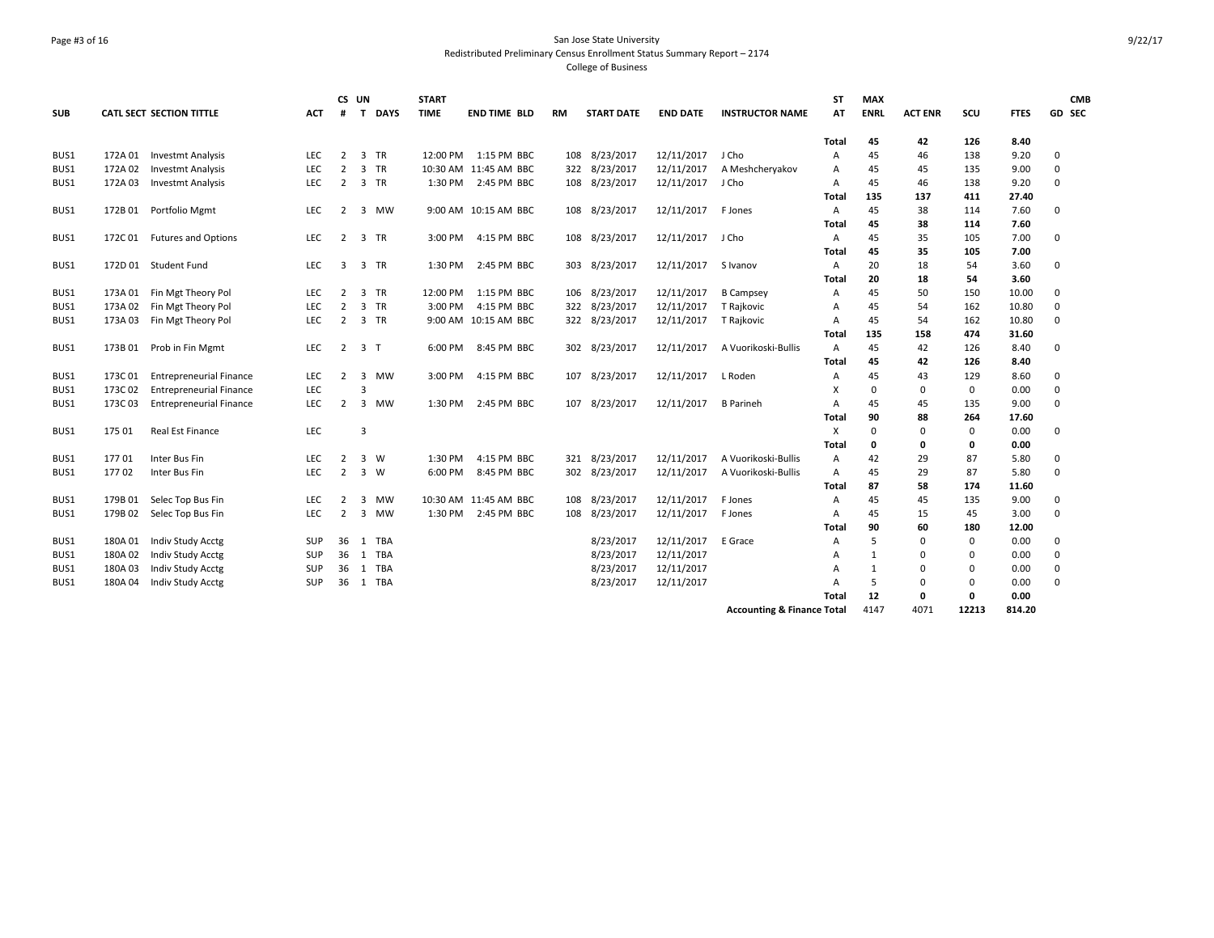# San Jose State University

Redistributed Preliminary Census Enrollment Status Summary Report – 2174

College of Business

| SUB | CATL | SECT | SECTION TITTLE | ACT | CS # | UN T | DAYS | START TIME | END TIME | BLD | RM | START DATE | END DATE | INSTRUCTOR NAME | ST AT | MAX ENRL | ACT ENR | SCU | FTES | GD | CMB SEC |
|---|---|---|---|---|---|---|---|---|---|---|---|---|---|---|---|---|---|---|---|---|---|
| | | | | | | | | | | | | | | | Total | 45 | 42 | 126 | 8.40 | | |
| BUS1 | 172A | 01 | Investmt Analysis | LEC | 2 | 3 | TR | 12:00 PM | 1:15 PM | BBC | 108 | 8/23/2017 | 12/11/2017 | J Cho | A | 45 | 46 | 138 | 9.20 | 0 | |
| BUS1 | 172A | 02 | Investmt Analysis | LEC | 2 | 3 | TR | 10:30 AM | 11:45 AM | BBC | 322 | 8/23/2017 | 12/11/2017 | A Meshcheryakov | A | 45 | 45 | 135 | 9.00 | 0 | |
| BUS1 | 172A | 03 | Investmt Analysis | LEC | 2 | 3 | TR | 1:30 PM | 2:45 PM | BBC | 108 | 8/23/2017 | 12/11/2017 | J Cho | A | 45 | 46 | 138 | 9.20 | 0 | |
| | | | | | | | | | | | | | | | Total | 135 | 137 | 411 | 27.40 | | |
| BUS1 | 172B | 01 | Portfolio Mgmt | LEC | 2 | 3 | MW | 9:00 AM | 10:15 AM | BBC | 108 | 8/23/2017 | 12/11/2017 | F Jones | A | 45 | 38 | 114 | 7.60 | 0 | |
| | | | | | | | | | | | | | | | Total | 45 | 38 | 114 | 7.60 | | |
| BUS1 | 172C | 01 | Futures and Options | LEC | 2 | 3 | TR | 3:00 PM | 4:15 PM | BBC | 108 | 8/23/2017 | 12/11/2017 | J Cho | A | 45 | 35 | 105 | 7.00 | 0 | |
| | | | | | | | | | | | | | | | Total | 45 | 35 | 105 | 7.00 | | |
| BUS1 | 172D | 01 | Student Fund | LEC | 3 | 3 | TR | 1:30 PM | 2:45 PM | BBC | 303 | 8/23/2017 | 12/11/2017 | S Ivanov | A | 20 | 18 | 54 | 3.60 | 0 | |
| | | | | | | | | | | | | | | | Total | 20 | 18 | 54 | 3.60 | | |
| BUS1 | 173A | 01 | Fin Mgt Theory Pol | LEC | 2 | 3 | TR | 12:00 PM | 1:15 PM | BBC | 106 | 8/23/2017 | 12/11/2017 | B Campsey | A | 45 | 50 | 150 | 10.00 | 0 | |
| BUS1 | 173A | 02 | Fin Mgt Theory Pol | LEC | 2 | 3 | TR | 3:00 PM | 4:15 PM | BBC | 322 | 8/23/2017 | 12/11/2017 | T Rajkovic | A | 45 | 54 | 162 | 10.80 | 0 | |
| BUS1 | 173A | 03 | Fin Mgt Theory Pol | LEC | 2 | 3 | TR | 9:00 AM | 10:15 AM | BBC | 322 | 8/23/2017 | 12/11/2017 | T Rajkovic | A | 45 | 54 | 162 | 10.80 | 0 | |
| | | | | | | | | | | | | | | | Total | 135 | 158 | 474 | 31.60 | | |
| BUS1 | 173B | 01 | Prob in Fin Mgmt | LEC | 2 | 3 | T | 6:00 PM | 8:45 PM | BBC | 302 | 8/23/2017 | 12/11/2017 | A Vuorikoski-Bullis | A | 45 | 42 | 126 | 8.40 | 0 | |
| | | | | | | | | | | | | | | | Total | 45 | 42 | 126 | 8.40 | | |
| BUS1 | 173C | 01 | Entrepreneurial Finance | LEC | 2 | 3 | MW | 3:00 PM | 4:15 PM | BBC | 107 | 8/23/2017 | 12/11/2017 | L Roden | A | 45 | 43 | 129 | 8.60 | 0 | |
| BUS1 | 173C | 02 | Entrepreneurial Finance | LEC | | 3 | | | | | | | | | X | 0 | 0 | 0 | 0.00 | 0 | |
| BUS1 | 173C | 03 | Entrepreneurial Finance | LEC | 2 | 3 | MW | 1:30 PM | 2:45 PM | BBC | 107 | 8/23/2017 | 12/11/2017 | B Parineh | A | 45 | 45 | 135 | 9.00 | 0 | |
| | | | | | | | | | | | | | | | Total | 90 | 88 | 264 | 17.60 | | |
| BUS1 | 175 | 01 | Real Est Finance | LEC | | 3 | | | | | | | | | X | 0 | 0 | 0 | 0.00 | 0 | |
| | | | | | | | | | | | | | | | Total | 0 | 0 | 0 | 0.00 | | |
| BUS1 | 177 | 01 | Inter Bus Fin | LEC | 2 | 3 | W | 1:30 PM | 4:15 PM | BBC | 321 | 8/23/2017 | 12/11/2017 | A Vuorikoski-Bullis | A | 42 | 29 | 87 | 5.80 | 0 | |
| BUS1 | 177 | 02 | Inter Bus Fin | LEC | 2 | 3 | W | 6:00 PM | 8:45 PM | BBC | 302 | 8/23/2017 | 12/11/2017 | A Vuorikoski-Bullis | A | 45 | 29 | 87 | 5.80 | 0 | |
| | | | | | | | | | | | | | | | Total | 87 | 58 | 174 | 11.60 | | |
| BUS1 | 179B | 01 | Selec Top Bus Fin | LEC | 2 | 3 | MW | 10:30 AM | 11:45 AM | BBC | 108 | 8/23/2017 | 12/11/2017 | F Jones | A | 45 | 45 | 135 | 9.00 | 0 | |
| BUS1 | 179B | 02 | Selec Top Bus Fin | LEC | 2 | 3 | MW | 1:30 PM | 2:45 PM | BBC | 108 | 8/23/2017 | 12/11/2017 | F Jones | A | 45 | 15 | 45 | 3.00 | 0 | |
| | | | | | | | | | | | | | | | Total | 90 | 60 | 180 | 12.00 | | |
| BUS1 | 180A | 01 | Indiv Study Acctg | SUP | 36 | 1 | TBA | | | | | 8/23/2017 | 12/11/2017 | E Grace | A | 5 | 0 | 0 | 0.00 | 0 | |
| BUS1 | 180A | 02 | Indiv Study Acctg | SUP | 36 | 1 | TBA | | | | | 8/23/2017 | 12/11/2017 | | A | 1 | 0 | 0 | 0.00 | 0 | |
| BUS1 | 180A | 03 | Indiv Study Acctg | SUP | 36 | 1 | TBA | | | | | 8/23/2017 | 12/11/2017 | | A | 1 | 0 | 0 | 0.00 | 0 | |
| BUS1 | 180A | 04 | Indiv Study Acctg | SUP | 36 | 1 | TBA | | | | | 8/23/2017 | 12/11/2017 | | A | 5 | 0 | 0 | 0.00 | 0 | |
| | | | | | | | | | | | | | | | Total | 12 | 0 | 0 | 0.00 | | |
| | | | | | | | | | | | | | | Accounting & Finance Total | | 4147 | 4071 | 12213 | 814.20 | | |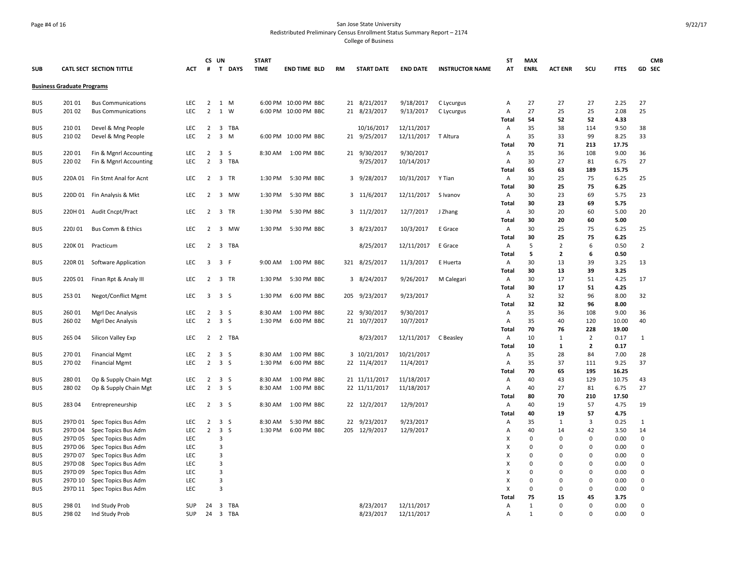San Jose State University
Redistributed Preliminary Census Enrollment Status Summary Report – 2174
College of Business

| SUB | CATL SECT | SECTION TITTLE | ACT | CS # | UN T | DAYS | START TIME | END TIME | BLD | RM | START DATE | END DATE | INSTRUCTOR NAME | ST AT | MAX ENRL | ACT ENR | SCU | FTES | GD | CMB SEC |
|---|---|---|---|---|---|---|---|---|---|---|---|---|---|---|---|---|---|---|---|---|
| **Business Graduate Programs** | | | | | | | | | | | | | | | | | | | | |
| BUS | 201 01 | Bus Communications | LEC | 2 | 1 | M | 6:00 PM | 10:00 PM | BBC | 21 | 8/21/2017 | 9/18/2017 | C Lycurgus | A | 27 | 27 | 27 | 2.25 | 27 | |
| BUS | 201 02 | Bus Communications | LEC | 2 | 1 | W | 6:00 PM | 10:00 PM | BBC | 21 | 8/23/2017 | 9/13/2017 | C Lycurgus | A | 27 | 25 | 25 | 2.08 | 25 | |
| | | | | | | | | | | | | | | **Total** | **54** | **52** | **52** | **4.33** | | |
| BUS | 210 01 | Devel & Mng People | LEC | 2 | 3 | TBA | | | | | 10/16/2017 | 12/11/2017 | | A | 35 | 38 | 114 | 9.50 | 38 | |
| BUS | 210 02 | Devel & Mng People | LEC | 2 | 3 | M | 6:00 PM | 10:00 PM | BBC | 21 | 9/25/2017 | 12/11/2017 | T Altura | A | 35 | 33 | 99 | 8.25 | 33 | |
| | | | | | | | | | | | | | | **Total** | **70** | **71** | **213** | **17.75** | | |
| BUS | 220 01 | Fin & Mgnrl Accounting | LEC | 2 | 3 | S | 8:30 AM | 1:00 PM | BBC | 21 | 9/30/2017 | 9/30/2017 | | A | 35 | 36 | 108 | 9.00 | 36 | |
| BUS | 220 02 | Fin & Mgnrl Accounting | LEC | 2 | 3 | TBA | | | | | 9/25/2017 | 10/14/2017 | | A | 30 | 27 | 81 | 6.75 | 27 | |
| | | | | | | | | | | | | | | **Total** | **65** | **63** | **189** | **15.75** | | |
| BUS | 220A 01 | Fin Stmt Anal for Acnt | LEC | 2 | 3 | TR | 1:30 PM | 5:30 PM | BBC | 3 | 9/28/2017 | 10/31/2017 | Y Tian | A | 30 | 25 | 75 | 6.25 | 25 | |
| | | | | | | | | | | | | | | **Total** | **30** | **25** | **75** | **6.25** | | |
| BUS | 220D 01 | Fin Analysis & Mkt | LEC | 2 | 3 | MW | 1:30 PM | 5:30 PM | BBC | 3 | 11/6/2017 | 12/11/2017 | S Ivanov | A | 30 | 23 | 69 | 5.75 | 23 | |
| | | | | | | | | | | | | | | **Total** | **30** | **23** | **69** | **5.75** | | |
| BUS | 220H 01 | Audit Cncpt/Pract | LEC | 2 | 3 | TR | 1:30 PM | 5:30 PM | BBC | 3 | 11/2/2017 | 12/7/2017 | J Zhang | A | 30 | 20 | 60 | 5.00 | 20 | |
| | | | | | | | | | | | | | | **Total** | **30** | **20** | **60** | **5.00** | | |
| BUS | 220J 01 | Bus Comm & Ethics | LEC | 2 | 3 | MW | 1:30 PM | 5:30 PM | BBC | 3 | 8/23/2017 | 10/3/2017 | E Grace | A | 30 | 25 | 75 | 6.25 | 25 | |
| | | | | | | | | | | | | | | **Total** | **30** | **25** | **75** | **6.25** | | |
| BUS | 220K 01 | Practicum | LEC | 2 | 3 | TBA | | | | | 8/25/2017 | 12/11/2017 | E Grace | A | 5 | 2 | 6 | 0.50 | 2 | |
| | | | | | | | | | | | | | | **Total** | **5** | **2** | **6** | **0.50** | | |
| BUS | 220R 01 | Software Application | LEC | 3 | 3 | F | 9:00 AM | 1:00 PM | BBC | 321 | 8/25/2017 | 11/3/2017 | E Huerta | A | 30 | 13 | 39 | 3.25 | 13 | |
| | | | | | | | | | | | | | | **Total** | **30** | **13** | **39** | **3.25** | | |
| BUS | 220S 01 | Finan Rpt & Analy III | LEC | 2 | 3 | TR | 1:30 PM | 5:30 PM | BBC | 3 | 8/24/2017 | 9/26/2017 | M Calegari | A | 30 | 17 | 51 | 4.25 | 17 | |
| | | | | | | | | | | | | | | **Total** | **30** | **17** | **51** | **4.25** | | |
| BUS | 253 01 | Negot/Conflict Mgmt | LEC | 3 | 3 | S | 1:30 PM | 6:00 PM | BBC | 205 | 9/23/2017 | 9/23/2017 | | A | 32 | 32 | 96 | 8.00 | 32 | |
| | | | | | | | | | | | | | | **Total** | **32** | **32** | **96** | **8.00** | | |
| BUS | 260 01 | Mgrl Dec Analysis | LEC | 2 | 3 | S | 8:30 AM | 1:00 PM | BBC | 22 | 9/30/2017 | 9/30/2017 | | A | 35 | 36 | 108 | 9.00 | 36 | |
| BUS | 260 02 | Mgrl Dec Analysis | LEC | 2 | 3 | S | 1:30 PM | 6:00 PM | BBC | 21 | 10/7/2017 | 10/7/2017 | | A | 35 | 40 | 120 | 10.00 | 40 | |
| | | | | | | | | | | | | | | **Total** | **70** | **76** | **228** | **19.00** | | |
| BUS | 265 04 | Silicon Valley Exp | LEC | 2 | 2 | TBA | | | | | 8/23/2017 | 12/11/2017 | C Beasley | A | 10 | 1 | 2 | 0.17 | 1 | |
| | | | | | | | | | | | | | | **Total** | **10** | **1** | **2** | **0.17** | | |
| BUS | 270 01 | Financial Mgmt | LEC | 2 | 3 | S | 8:30 AM | 1:00 PM | BBC | 3 | 10/21/2017 | 10/21/2017 | | A | 35 | 28 | 84 | 7.00 | 28 | |
| BUS | 270 02 | Financial Mgmt | LEC | 2 | 3 | S | 1:30 PM | 6:00 PM | BBC | 22 | 11/4/2017 | 11/4/2017 | | A | 35 | 37 | 111 | 9.25 | 37 | |
| | | | | | | | | | | | | | | **Total** | **70** | **65** | **195** | **16.25** | | |
| BUS | 280 01 | Op & Supply Chain Mgt | LEC | 2 | 3 | S | 8:30 AM | 1:00 PM | BBC | 21 | 11/11/2017 | 11/18/2017 | | A | 40 | 43 | 129 | 10.75 | 43 | |
| BUS | 280 02 | Op & Supply Chain Mgt | LEC | 2 | 3 | S | 8:30 AM | 1:00 PM | BBC | 22 | 11/11/2017 | 11/18/2017 | | A | 40 | 27 | 81 | 6.75 | 27 | |
| | | | | | | | | | | | | | | **Total** | **80** | **70** | **210** | **17.50** | | |
| BUS | 283 04 | Entrepreneurship | LEC | 2 | 3 | S | 8:30 AM | 1:00 PM | BBC | 22 | 12/2/2017 | 12/9/2017 | | A | 40 | 19 | 57 | 4.75 | 19 | |
| | | | | | | | | | | | | | | **Total** | **40** | **19** | **57** | **4.75** | | |
| BUS | 297D 01 | Spec Topics Bus Adm | LEC | 2 | 3 | S | 8:30 AM | 5:30 PM | BBC | 22 | 9/23/2017 | 9/23/2017 | | A | 35 | 1 | 3 | 0.25 | 1 | |
| BUS | 297D 04 | Spec Topics Bus Adm | LEC | 2 | 3 | S | 1:30 PM | 6:00 PM | BBC | 205 | 12/9/2017 | 12/9/2017 | | A | 40 | 14 | 42 | 3.50 | 14 | |
| BUS | 297D 05 | Spec Topics Bus Adm | LEC | | 3 | | | | | | | | | X | 0 | 0 | 0 | 0.00 | 0 | |
| BUS | 297D 06 | Spec Topics Bus Adm | LEC | | 3 | | | | | | | | | X | 0 | 0 | 0 | 0.00 | 0 | |
| BUS | 297D 07 | Spec Topics Bus Adm | LEC | | 3 | | | | | | | | | X | 0 | 0 | 0 | 0.00 | 0 | |
| BUS | 297D 08 | Spec Topics Bus Adm | LEC | | 3 | | | | | | | | | X | 0 | 0 | 0 | 0.00 | 0 | |
| BUS | 297D 09 | Spec Topics Bus Adm | LEC | | 3 | | | | | | | | | X | 0 | 0 | 0 | 0.00 | 0 | |
| BUS | 297D 10 | Spec Topics Bus Adm | LEC | | 3 | | | | | | | | | X | 0 | 0 | 0 | 0.00 | 0 | |
| BUS | 297D 11 | Spec Topics Bus Adm | LEC | | 3 | | | | | | | | | X | 0 | 0 | 0 | 0.00 | 0 | |
| | | | | | | | | | | | | | | **Total** | **75** | **15** | **45** | **3.75** | | |
| BUS | 298 01 | Ind Study Prob | SUP | 24 | 3 | TBA | | | | | 8/23/2017 | 12/11/2017 | | A | 1 | 0 | 0 | 0.00 | 0 | |
| BUS | 298 02 | Ind Study Prob | SUP | 24 | 3 | TBA | | | | | 8/23/2017 | 12/11/2017 | | A | 1 | 0 | 0 | 0.00 | 0 | |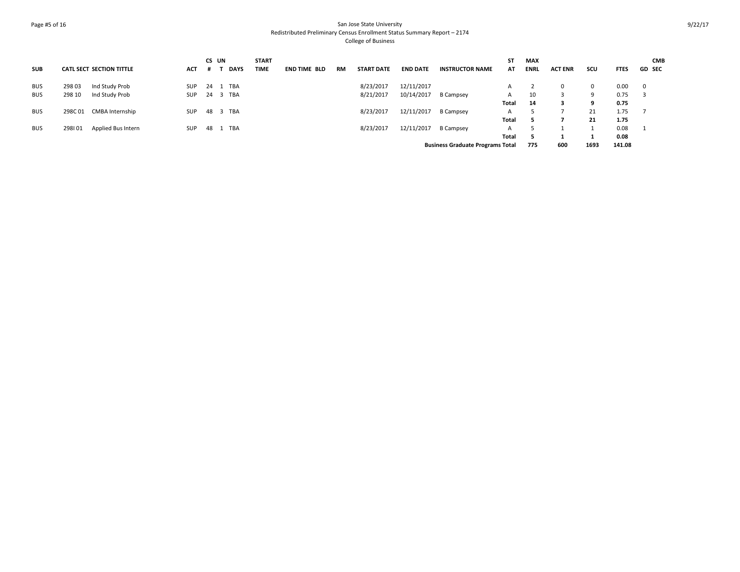San Jose State University
Redistributed Preliminary Census Enrollment Status Summary Report – 2174
College of Business

| SUB | CATL | SECT | SECTION TITTLE | ACT | CS # | UN T | DAYS | START TIME | END TIME | BLD | RM | START DATE | END DATE | INSTRUCTOR NAME | ST AT | MAX ENRL | ACT ENR | SCU | FTES | GD | CMB SEC |
|---|---|---|---|---|---|---|---|---|---|---|---|---|---|---|---|---|---|---|---|---|---|
| BUS | 298 | 03 | Ind Study Prob | SUP | 24 | 1 | TBA | | | | | 8/23/2017 | 12/11/2017 | | A | 2 | 0 | 0 | 0.00 | 0 | |
| BUS | 298 | 10 | Ind Study Prob | SUP | 24 | 3 | TBA | | | | | 8/21/2017 | 10/14/2017 | B Campsey | A | 10 | 3 | 9 | 0.75 | 3 | |
| | | | | | | | | | | | | | | | **Total** | **14** | **3** | **9** | **0.75** | | |
| BUS | 298C | 01 | CMBA Internship | SUP | 48 | 3 | TBA | | | | | 8/23/2017 | 12/11/2017 | B Campsey | A | 5 | 7 | 21 | 1.75 | 7 | |
| | | | | | | | | | | | | | | | **Total** | **5** | **7** | **21** | **1.75** | | |
| BUS | 298I | 01 | Applied Bus Intern | SUP | 48 | 1 | TBA | | | | | 8/23/2017 | 12/11/2017 | B Campsey | A | 5 | 1 | 1 | 0.08 | 1 | |
| | | | | | | | | | | | | | | | **Total** | **5** | **1** | **1** | **0.08** | | |
| | | | | | | | | | | | | | | **Business Graduate Programs Total** | | **775** | **600** | **1693** | **141.08** | | |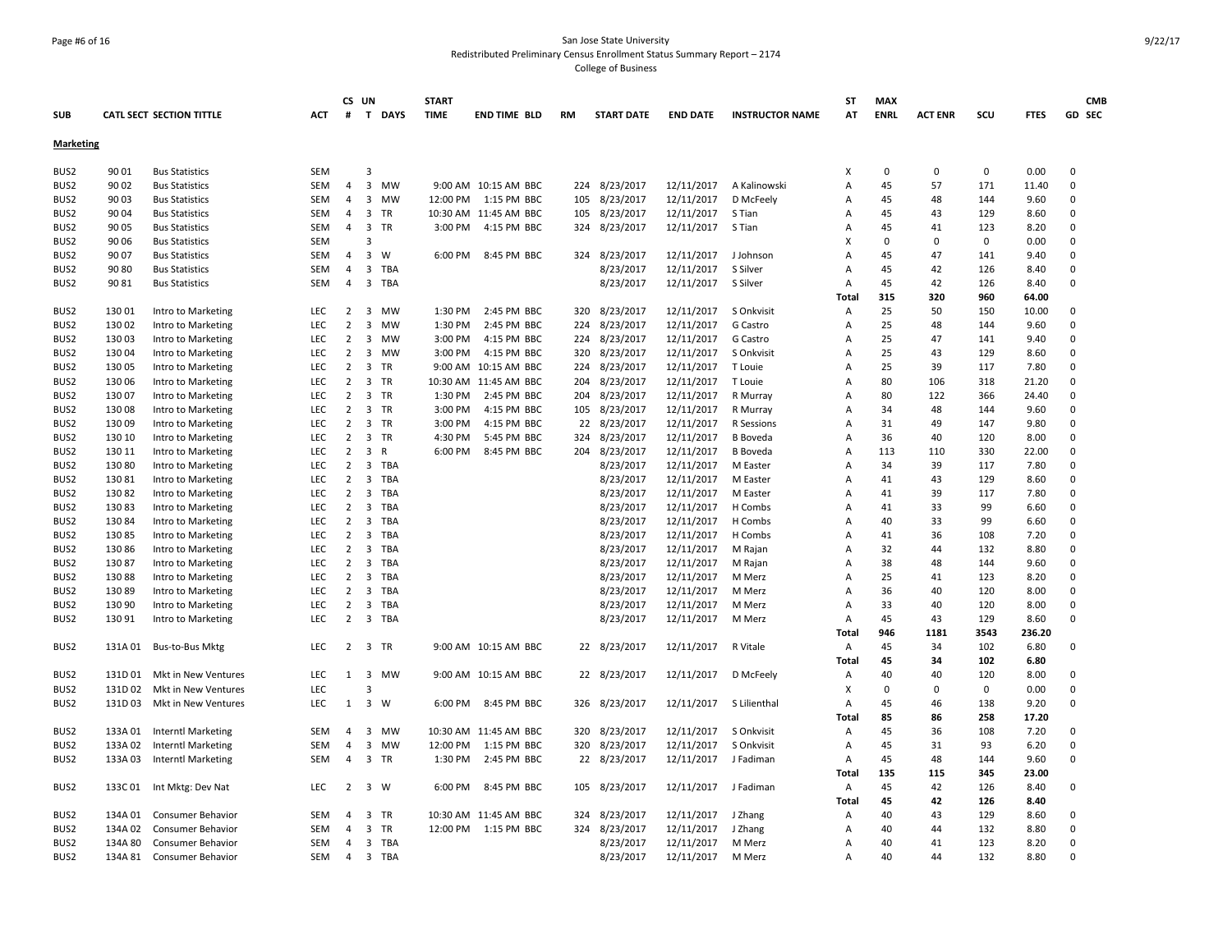San Jose State University
Redistributed Preliminary Census Enrollment Status Summary Report – 2174
College of Business

| SUB | CATL | SECT | SECTION TITTLE | ACT | CS # | UN T | DAYS | START TIME | END TIME | BLD | RM | START DATE | END DATE | INSTRUCTOR NAME | ST AT | MAX ENRL | ACT ENR | SCU | FTES | GD | CMB SEC |
|---|---|---|---|---|---|---|---|---|---|---|---|---|---|---|---|---|---|---|---|---|---|
| **Marketing** | | | | | | | | | | | | | | | | | | | | | |
| BUS2 | 90 | 01 | Bus Statistics | SEM | | 3 | | | | | | | | | X | 0 | 0 | 0 | 0.00 | 0 | |
| BUS2 | 90 | 02 | Bus Statistics | SEM | 4 | 3 | MW | 9:00 AM | 10:15 AM | BBC | 224 | 8/23/2017 | 12/11/2017 | A Kalinowski | A | 45 | 57 | 171 | 11.40 | 0 | |
| BUS2 | 90 | 03 | Bus Statistics | SEM | 4 | 3 | MW | 12:00 PM | 1:15 PM | BBC | 105 | 8/23/2017 | 12/11/2017 | D McFeely | A | 45 | 48 | 144 | 9.60 | 0 | |
| BUS2 | 90 | 04 | Bus Statistics | SEM | 4 | 3 | TR | 10:30 AM | 11:45 AM | BBC | 105 | 8/23/2017 | 12/11/2017 | S Tian | A | 45 | 43 | 129 | 8.60 | 0 | |
| BUS2 | 90 | 05 | Bus Statistics | SEM | 4 | 3 | TR | 3:00 PM | 4:15 PM | BBC | 324 | 8/23/2017 | 12/11/2017 | S Tian | A | 45 | 41 | 123 | 8.20 | 0 | |
| BUS2 | 90 | 06 | Bus Statistics | SEM | | 3 | | | | | | | | | X | 0 | 0 | 0 | 0.00 | 0 | |
| BUS2 | 90 | 07 | Bus Statistics | SEM | 4 | 3 | W | 6:00 PM | 8:45 PM | BBC | 324 | 8/23/2017 | 12/11/2017 | J Johnson | A | 45 | 47 | 141 | 9.40 | 0 | |
| BUS2 | 90 | 80 | Bus Statistics | SEM | 4 | 3 | TBA | | | | | 8/23/2017 | 12/11/2017 | S Silver | A | 45 | 42 | 126 | 8.40 | 0 | |
| BUS2 | 90 | 81 | Bus Statistics | SEM | 4 | 3 | TBA | | | | | 8/23/2017 | 12/11/2017 | S Silver | A | 45 | 42 | 126 | 8.40 | 0 | |
| | | | | | | | | | | | | | | | **Total** | **315** | **320** | **960** | **64.00** | | |
| BUS2 | 130 | 01 | Intro to Marketing | LEC | 2 | 3 | MW | 1:30 PM | 2:45 PM | BBC | 320 | 8/23/2017 | 12/11/2017 | S Onkvisit | A | 25 | 50 | 150 | 10.00 | 0 | |
| BUS2 | 130 | 02 | Intro to Marketing | LEC | 2 | 3 | MW | 1:30 PM | 2:45 PM | BBC | 224 | 8/23/2017 | 12/11/2017 | G Castro | A | 25 | 48 | 144 | 9.60 | 0 | |
| BUS2 | 130 | 03 | Intro to Marketing | LEC | 2 | 3 | MW | 3:00 PM | 4:15 PM | BBC | 224 | 8/23/2017 | 12/11/2017 | G Castro | A | 25 | 47 | 141 | 9.40 | 0 | |
| BUS2 | 130 | 04 | Intro to Marketing | LEC | 2 | 3 | MW | 3:00 PM | 4:15 PM | BBC | 320 | 8/23/2017 | 12/11/2017 | S Onkvisit | A | 25 | 43 | 129 | 8.60 | 0 | |
| BUS2 | 130 | 05 | Intro to Marketing | LEC | 2 | 3 | TR | 9:00 AM | 10:15 AM | BBC | 224 | 8/23/2017 | 12/11/2017 | T Louie | A | 25 | 39 | 117 | 7.80 | 0 | |
| BUS2 | 130 | 06 | Intro to Marketing | LEC | 2 | 3 | TR | 10:30 AM | 11:45 AM | BBC | 204 | 8/23/2017 | 12/11/2017 | T Louie | A | 80 | 106 | 318 | 21.20 | 0 | |
| BUS2 | 130 | 07 | Intro to Marketing | LEC | 2 | 3 | TR | 1:30 PM | 2:45 PM | BBC | 204 | 8/23/2017 | 12/11/2017 | R Murray | A | 80 | 122 | 366 | 24.40 | 0 | |
| BUS2 | 130 | 08 | Intro to Marketing | LEC | 2 | 3 | TR | 3:00 PM | 4:15 PM | BBC | 105 | 8/23/2017 | 12/11/2017 | R Murray | A | 34 | 48 | 144 | 9.60 | 0 | |
| BUS2 | 130 | 09 | Intro to Marketing | LEC | 2 | 3 | TR | 3:00 PM | 4:15 PM | BBC | 22 | 8/23/2017 | 12/11/2017 | R Sessions | A | 31 | 49 | 147 | 9.80 | 0 | |
| BUS2 | 130 | 10 | Intro to Marketing | LEC | 2 | 3 | TR | 4:30 PM | 5:45 PM | BBC | 324 | 8/23/2017 | 12/11/2017 | B Boveda | A | 36 | 40 | 120 | 8.00 | 0 | |
| BUS2 | 130 | 11 | Intro to Marketing | LEC | 2 | 3 | R | 6:00 PM | 8:45 PM | BBC | 204 | 8/23/2017 | 12/11/2017 | B Boveda | A | 113 | 110 | 330 | 22.00 | 0 | |
| BUS2 | 130 | 80 | Intro to Marketing | LEC | 2 | 3 | TBA | | | | | 8/23/2017 | 12/11/2017 | M Easter | A | 34 | 39 | 117 | 7.80 | 0 | |
| BUS2 | 130 | 81 | Intro to Marketing | LEC | 2 | 3 | TBA | | | | | 8/23/2017 | 12/11/2017 | M Easter | A | 41 | 43 | 129 | 8.60 | 0 | |
| BUS2 | 130 | 82 | Intro to Marketing | LEC | 2 | 3 | TBA | | | | | 8/23/2017 | 12/11/2017 | M Easter | A | 41 | 39 | 117 | 7.80 | 0 | |
| BUS2 | 130 | 83 | Intro to Marketing | LEC | 2 | 3 | TBA | | | | | 8/23/2017 | 12/11/2017 | H Combs | A | 41 | 33 | 99 | 6.60 | 0 | |
| BUS2 | 130 | 84 | Intro to Marketing | LEC | 2 | 3 | TBA | | | | | 8/23/2017 | 12/11/2017 | H Combs | A | 40 | 33 | 99 | 6.60 | 0 | |
| BUS2 | 130 | 85 | Intro to Marketing | LEC | 2 | 3 | TBA | | | | | 8/23/2017 | 12/11/2017 | H Combs | A | 41 | 36 | 108 | 7.20 | 0 | |
| BUS2 | 130 | 86 | Intro to Marketing | LEC | 2 | 3 | TBA | | | | | 8/23/2017 | 12/11/2017 | M Rajan | A | 32 | 44 | 132 | 8.80 | 0 | |
| BUS2 | 130 | 87 | Intro to Marketing | LEC | 2 | 3 | TBA | | | | | 8/23/2017 | 12/11/2017 | M Rajan | A | 38 | 48 | 144 | 9.60 | 0 | |
| BUS2 | 130 | 88 | Intro to Marketing | LEC | 2 | 3 | TBA | | | | | 8/23/2017 | 12/11/2017 | M Merz | A | 25 | 41 | 123 | 8.20 | 0 | |
| BUS2 | 130 | 89 | Intro to Marketing | LEC | 2 | 3 | TBA | | | | | 8/23/2017 | 12/11/2017 | M Merz | A | 36 | 40 | 120 | 8.00 | 0 | |
| BUS2 | 130 | 90 | Intro to Marketing | LEC | 2 | 3 | TBA | | | | | 8/23/2017 | 12/11/2017 | M Merz | A | 33 | 40 | 120 | 8.00 | 0 | |
| BUS2 | 130 | 91 | Intro to Marketing | LEC | 2 | 3 | TBA | | | | | 8/23/2017 | 12/11/2017 | M Merz | A | 45 | 43 | 129 | 8.60 | 0 | |
| | | | | | | | | | | | | | | | **Total** | **946** | **1181** | **3543** | **236.20** | | |
| BUS2 | 131A | 01 | Bus-to-Bus Mktg | LEC | 2 | 3 | TR | 9:00 AM | 10:15 AM | BBC | 22 | 8/23/2017 | 12/11/2017 | R Vitale | A | 45 | 34 | 102 | 6.80 | 0 | |
| | | | | | | | | | | | | | | | **Total** | **45** | **34** | **102** | **6.80** | | |
| BUS2 | 131D | 01 | Mkt in New Ventures | LEC | 1 | 3 | MW | 9:00 AM | 10:15 AM | BBC | 22 | 8/23/2017 | 12/11/2017 | D McFeely | A | 40 | 40 | 120 | 8.00 | 0 | |
| BUS2 | 131D | 02 | Mkt in New Ventures | LEC | | 3 | | | | | | | | | X | 0 | 0 | 0 | 0.00 | 0 | |
| BUS2 | 131D | 03 | Mkt in New Ventures | LEC | 1 | 3 | W | 6:00 PM | 8:45 PM | BBC | 326 | 8/23/2017 | 12/11/2017 | S Lilienthal | A | 45 | 46 | 138 | 9.20 | 0 | |
| | | | | | | | | | | | | | | | **Total** | **85** | **86** | **258** | **17.20** | | |
| BUS2 | 133A | 01 | Interntl Marketing | SEM | 4 | 3 | MW | 10:30 AM | 11:45 AM | BBC | 320 | 8/23/2017 | 12/11/2017 | S Onkvisit | A | 45 | 36 | 108 | 7.20 | 0 | |
| BUS2 | 133A | 02 | Interntl Marketing | SEM | 4 | 3 | MW | 12:00 PM | 1:15 PM | BBC | 320 | 8/23/2017 | 12/11/2017 | S Onkvisit | A | 45 | 31 | 93 | 6.20 | 0 | |
| BUS2 | 133A | 03 | Interntl Marketing | SEM | 4 | 3 | TR | 1:30 PM | 2:45 PM | BBC | 22 | 8/23/2017 | 12/11/2017 | J Fadiman | A | 45 | 48 | 144 | 9.60 | 0 | |
| | | | | | | | | | | | | | | | **Total** | **135** | **115** | **345** | **23.00** | | |
| BUS2 | 133C | 01 | Int Mktg: Dev Nat | LEC | 2 | 3 | W | 6:00 PM | 8:45 PM | BBC | 105 | 8/23/2017 | 12/11/2017 | J Fadiman | A | 45 | 42 | 126 | 8.40 | 0 | |
| | | | | | | | | | | | | | | | **Total** | **45** | **42** | **126** | **8.40** | | |
| BUS2 | 134A | 01 | Consumer Behavior | SEM | 4 | 3 | TR | 10:30 AM | 11:45 AM | BBC | 324 | 8/23/2017 | 12/11/2017 | J Zhang | A | 40 | 43 | 129 | 8.60 | 0 | |
| BUS2 | 134A | 02 | Consumer Behavior | SEM | 4 | 3 | TR | 12:00 PM | 1:15 PM | BBC | 324 | 8/23/2017 | 12/11/2017 | J Zhang | A | 40 | 44 | 132 | 8.80 | 0 | |
| BUS2 | 134A | 80 | Consumer Behavior | SEM | 4 | 3 | TBA | | | | | 8/23/2017 | 12/11/2017 | M Merz | A | 40 | 41 | 123 | 8.20 | 0 | |
| BUS2 | 134A | 81 | Consumer Behavior | SEM | 4 | 3 | TBA | | | | | 8/23/2017 | 12/11/2017 | M Merz | A | 40 | 44 | 132 | 8.80 | 0 | |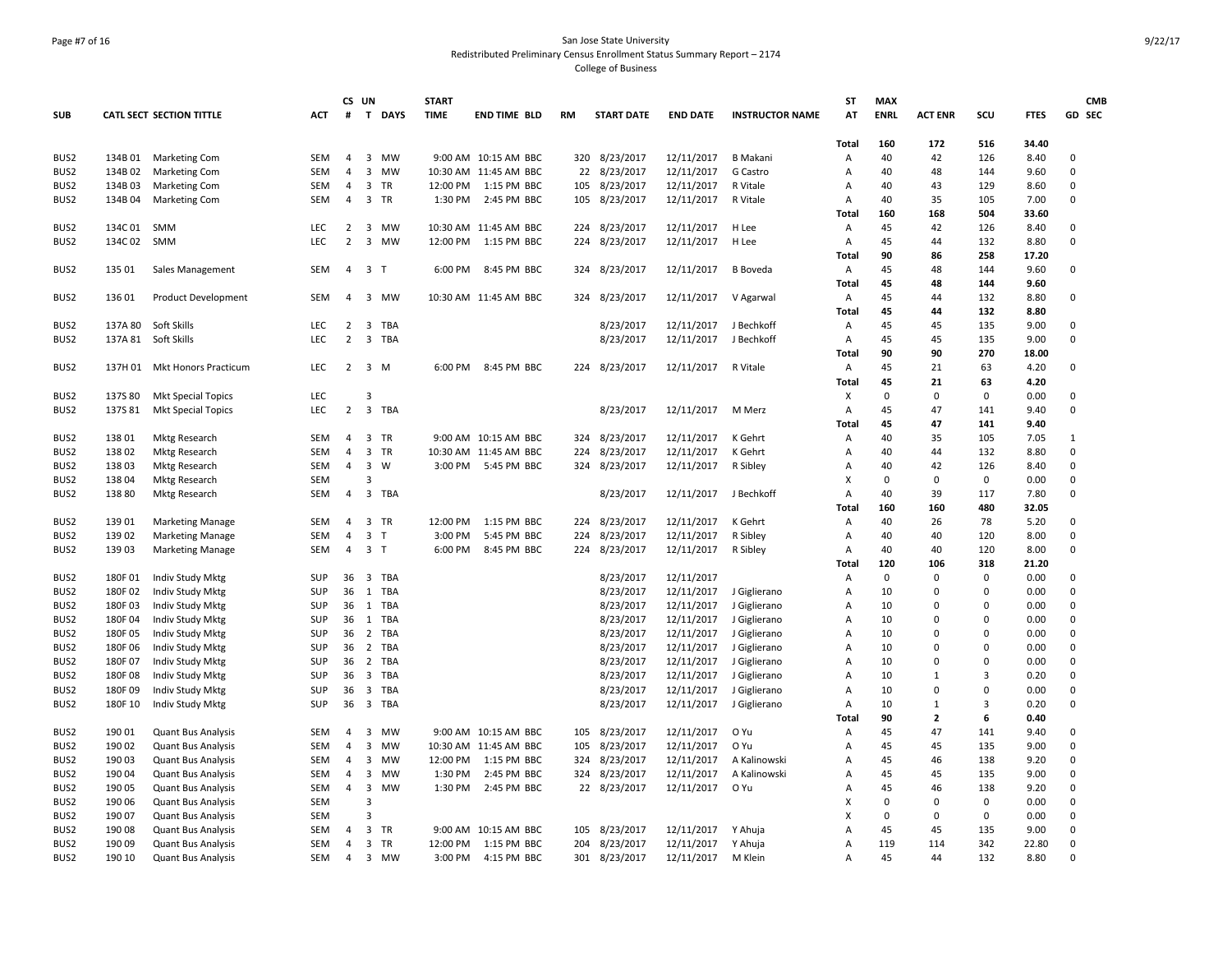San Jose State University
Redistributed Preliminary Census Enrollment Status Summary Report – 2174
College of Business

| SUB | CATL | SECT | SECTION TITTLE | ACT | CS # | UN T | DAYS | START TIME | END TIME | BLD | RM | START DATE | END DATE | INSTRUCTOR NAME | ST AT | MAX ENRL | ACT ENR | SCU | FTES | GD | CMB SEC |
|---|---|---|---|---|---|---|---|---|---|---|---|---|---|---|---|---|---|---|---|---|---|
| | | | | | | | | | | | | | | | Total | 160 | 172 | 516 | 34.40 | | |
| BUS2 | 134B | 01 | Marketing Com | SEM | 4 | 3 | MW | 9:00 AM | 10:15 AM | BBC | 320 | 8/23/2017 | 12/11/2017 | B Makani | A | 40 | 42 | 126 | 8.40 | 0 | |
| BUS2 | 134B | 02 | Marketing Com | SEM | 4 | 3 | MW | 10:30 AM | 11:45 AM | BBC | 22 | 8/23/2017 | 12/11/2017 | G Castro | A | 40 | 48 | 144 | 9.60 | 0 | |
| BUS2 | 134B | 03 | Marketing Com | SEM | 4 | 3 | TR | 12:00 PM | 1:15 PM | BBC | 105 | 8/23/2017 | 12/11/2017 | R Vitale | A | 40 | 43 | 129 | 8.60 | 0 | |
| BUS2 | 134B | 04 | Marketing Com | SEM | 4 | 3 | TR | 1:30 PM | 2:45 PM | BBC | 105 | 8/23/2017 | 12/11/2017 | R Vitale | A | 40 | 35 | 105 | 7.00 | 0 | |
| | | | | | | | | | | | | | | | Total | 160 | 168 | 504 | 33.60 | | |
| BUS2 | 134C | 01 | SMM | LEC | 2 | 3 | MW | 10:30 AM | 11:45 AM | BBC | 224 | 8/23/2017 | 12/11/2017 | H Lee | A | 45 | 42 | 126 | 8.40 | 0 | |
| BUS2 | 134C | 02 | SMM | LEC | 2 | 3 | MW | 12:00 PM | 1:15 PM | BBC | 224 | 8/23/2017 | 12/11/2017 | H Lee | A | 45 | 44 | 132 | 8.80 | 0 | |
| | | | | | | | | | | | | | | | Total | 90 | 86 | 258 | 17.20 | | |
| BUS2 | 135 | 01 | Sales Management | SEM | 4 | 3 | T | 6:00 PM | 8:45 PM | BBC | 324 | 8/23/2017 | 12/11/2017 | B Boveda | A | 45 | 48 | 144 | 9.60 | 0 | |
| | | | | | | | | | | | | | | | Total | 45 | 48 | 144 | 9.60 | | |
| BUS2 | 136 | 01 | Product Development | SEM | 4 | 3 | MW | 10:30 AM | 11:45 AM | BBC | 324 | 8/23/2017 | 12/11/2017 | V Agarwal | A | 45 | 44 | 132 | 8.80 | 0 | |
| | | | | | | | | | | | | | | | Total | 45 | 44 | 132 | 8.80 | | |
| BUS2 | 137A | 80 | Soft Skills | LEC | 2 | 3 | TBA | | | | | 8/23/2017 | 12/11/2017 | J Bechkoff | A | 45 | 45 | 135 | 9.00 | 0 | |
| BUS2 | 137A | 81 | Soft Skills | LEC | 2 | 3 | TBA | | | | | 8/23/2017 | 12/11/2017 | J Bechkoff | A | 45 | 45 | 135 | 9.00 | 0 | |
| | | | | | | | | | | | | | | | Total | 90 | 90 | 270 | 18.00 | | |
| BUS2 | 137H | 01 | Mkt Honors Practicum | LEC | 2 | 3 | M | 6:00 PM | 8:45 PM | BBC | 224 | 8/23/2017 | 12/11/2017 | R Vitale | A | 45 | 21 | 63 | 4.20 | 0 | |
| | | | | | | | | | | | | | | | Total | 45 | 21 | 63 | 4.20 | | |
| BUS2 | 137S | 80 | Mkt Special Topics | LEC | | 3 | | | | | | | | | X | 0 | 0 | 0 | 0.00 | 0 | |
| BUS2 | 137S | 81 | Mkt Special Topics | LEC | 2 | 3 | TBA | | | | | 8/23/2017 | 12/11/2017 | M Merz | A | 45 | 47 | 141 | 9.40 | 0 | |
| | | | | | | | | | | | | | | | Total | 45 | 47 | 141 | 9.40 | | |
| BUS2 | 138 | 01 | Mktg Research | SEM | 4 | 3 | TR | 9:00 AM | 10:15 AM | BBC | 324 | 8/23/2017 | 12/11/2017 | K Gehrt | A | 40 | 35 | 105 | 7.05 | 1 | |
| BUS2 | 138 | 02 | Mktg Research | SEM | 4 | 3 | TR | 10:30 AM | 11:45 AM | BBC | 224 | 8/23/2017 | 12/11/2017 | K Gehrt | A | 40 | 44 | 132 | 8.80 | 0 | |
| BUS2 | 138 | 03 | Mktg Research | SEM | 4 | 3 | W | 3:00 PM | 5:45 PM | BBC | 324 | 8/23/2017 | 12/11/2017 | R Sibley | A | 40 | 42 | 126 | 8.40 | 0 | |
| BUS2 | 138 | 04 | Mktg Research | SEM | | 3 | | | | | | | | | X | 0 | 0 | 0 | 0.00 | 0 | |
| BUS2 | 138 | 80 | Mktg Research | SEM | 4 | 3 | TBA | | | | | 8/23/2017 | 12/11/2017 | J Bechkoff | A | 40 | 39 | 117 | 7.80 | 0 | |
| | | | | | | | | | | | | | | | Total | 160 | 160 | 480 | 32.05 | | |
| BUS2 | 139 | 01 | Marketing Manage | SEM | 4 | 3 | TR | 12:00 PM | 1:15 PM | BBC | 224 | 8/23/2017 | 12/11/2017 | K Gehrt | A | 40 | 26 | 78 | 5.20 | 0 | |
| BUS2 | 139 | 02 | Marketing Manage | SEM | 4 | 3 | T | 3:00 PM | 5:45 PM | BBC | 224 | 8/23/2017 | 12/11/2017 | R Sibley | A | 40 | 40 | 120 | 8.00 | 0 | |
| BUS2 | 139 | 03 | Marketing Manage | SEM | 4 | 3 | T | 6:00 PM | 8:45 PM | BBC | 224 | 8/23/2017 | 12/11/2017 | R Sibley | A | 40 | 40 | 120 | 8.00 | 0 | |
| | | | | | | | | | | | | | | | Total | 120 | 106 | 318 | 21.20 | | |
| BUS2 | 180F | 01 | Indiv Study Mktg | SUP | 36 | 3 | TBA | | | | | 8/23/2017 | 12/11/2017 | | A | 0 | 0 | 0 | 0.00 | 0 | |
| BUS2 | 180F | 02 | Indiv Study Mktg | SUP | 36 | 1 | TBA | | | | | 8/23/2017 | 12/11/2017 | J Giglierano | A | 10 | 0 | 0 | 0.00 | 0 | |
| BUS2 | 180F | 03 | Indiv Study Mktg | SUP | 36 | 1 | TBA | | | | | 8/23/2017 | 12/11/2017 | J Giglierano | A | 10 | 0 | 0 | 0.00 | 0 | |
| BUS2 | 180F | 04 | Indiv Study Mktg | SUP | 36 | 1 | TBA | | | | | 8/23/2017 | 12/11/2017 | J Giglierano | A | 10 | 0 | 0 | 0.00 | 0 | |
| BUS2 | 180F | 05 | Indiv Study Mktg | SUP | 36 | 2 | TBA | | | | | 8/23/2017 | 12/11/2017 | J Giglierano | A | 10 | 0 | 0 | 0.00 | 0 | |
| BUS2 | 180F | 06 | Indiv Study Mktg | SUP | 36 | 2 | TBA | | | | | 8/23/2017 | 12/11/2017 | J Giglierano | A | 10 | 0 | 0 | 0.00 | 0 | |
| BUS2 | 180F | 07 | Indiv Study Mktg | SUP | 36 | 2 | TBA | | | | | 8/23/2017 | 12/11/2017 | J Giglierano | A | 10 | 0 | 0 | 0.00 | 0 | |
| BUS2 | 180F | 08 | Indiv Study Mktg | SUP | 36 | 3 | TBA | | | | | 8/23/2017 | 12/11/2017 | J Giglierano | A | 10 | 1 | 3 | 0.20 | 0 | |
| BUS2 | 180F | 09 | Indiv Study Mktg | SUP | 36 | 3 | TBA | | | | | 8/23/2017 | 12/11/2017 | J Giglierano | A | 10 | 0 | 0 | 0.00 | 0 | |
| BUS2 | 180F | 10 | Indiv Study Mktg | SUP | 36 | 3 | TBA | | | | | 8/23/2017 | 12/11/2017 | J Giglierano | A | 10 | 1 | 3 | 0.20 | 0 | |
| | | | | | | | | | | | | | | | Total | 90 | 2 | 6 | 0.40 | | |
| BUS2 | 190 | 01 | Quant Bus Analysis | SEM | 4 | 3 | MW | 9:00 AM | 10:15 AM | BBC | 105 | 8/23/2017 | 12/11/2017 | O Yu | A | 45 | 47 | 141 | 9.40 | 0 | |
| BUS2 | 190 | 02 | Quant Bus Analysis | SEM | 4 | 3 | MW | 10:30 AM | 11:45 AM | BBC | 105 | 8/23/2017 | 12/11/2017 | O Yu | A | 45 | 45 | 135 | 9.00 | 0 | |
| BUS2 | 190 | 03 | Quant Bus Analysis | SEM | 4 | 3 | MW | 12:00 PM | 1:15 PM | BBC | 324 | 8/23/2017 | 12/11/2017 | A Kalinowski | A | 45 | 46 | 138 | 9.20 | 0 | |
| BUS2 | 190 | 04 | Quant Bus Analysis | SEM | 4 | 3 | MW | 1:30 PM | 2:45 PM | BBC | 324 | 8/23/2017 | 12/11/2017 | A Kalinowski | A | 45 | 45 | 135 | 9.00 | 0 | |
| BUS2 | 190 | 05 | Quant Bus Analysis | SEM | 4 | 3 | MW | 1:30 PM | 2:45 PM | BBC | 22 | 8/23/2017 | 12/11/2017 | O Yu | A | 45 | 46 | 138 | 9.20 | 0 | |
| BUS2 | 190 | 06 | Quant Bus Analysis | SEM | | 3 | | | | | | | | | X | 0 | 0 | 0 | 0.00 | 0 | |
| BUS2 | 190 | 07 | Quant Bus Analysis | SEM | | 3 | | | | | | | | | X | 0 | 0 | 0 | 0.00 | 0 | |
| BUS2 | 190 | 08 | Quant Bus Analysis | SEM | 4 | 3 | TR | 9:00 AM | 10:15 AM | BBC | 105 | 8/23/2017 | 12/11/2017 | Y Ahuja | A | 45 | 45 | 135 | 9.00 | 0 | |
| BUS2 | 190 | 09 | Quant Bus Analysis | SEM | 4 | 3 | TR | 12:00 PM | 1:15 PM | BBC | 204 | 8/23/2017 | 12/11/2017 | Y Ahuja | A | 119 | 114 | 342 | 22.80 | 0 | |
| BUS2 | 190 | 10 | Quant Bus Analysis | SEM | 4 | 3 | MW | 3:00 PM | 4:15 PM | BBC | 301 | 8/23/2017 | 12/11/2017 | M Klein | A | 45 | 44 | 132 | 8.80 | 0 | |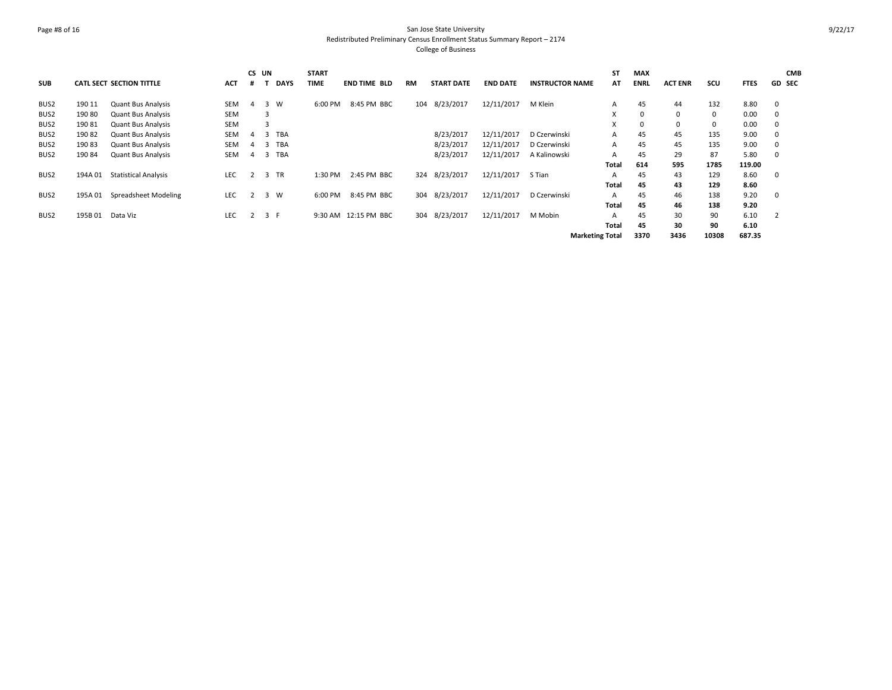San Jose State University
Redistributed Preliminary Census Enrollment Status Summary Report – 2174
College of Business

| SUB | CATL | SECT | SECTION TITTLE | ACT | CS # | UN T | DAYS | START TIME | END TIME | BLD | RM | START DATE | END DATE | INSTRUCTOR NAME | ST AT | MAX ENRL | ACT ENR | SCU | FTES | GD | CMB SEC |
|---|---|---|---|---|---|---|---|---|---|---|---|---|---|---|---|---|---|---|---|---|---|
| BUS2 | 190 | 11 | Quant Bus Analysis | SEM | 4 | 3 | W | 6:00 PM | 8:45 PM | BBC | 104 | 8/23/2017 | 12/11/2017 | M Klein | A | 45 | 44 | 132 | 8.80 | 0 | |
| BUS2 | 190 | 80 | Quant Bus Analysis | SEM | | 3 | | | | | | | | | X | 0 | 0 | 0 | 0.00 | 0 | |
| BUS2 | 190 | 81 | Quant Bus Analysis | SEM | | 3 | | | | | | | | | X | 0 | 0 | 0 | 0.00 | 0 | |
| BUS2 | 190 | 82 | Quant Bus Analysis | SEM | 4 | 3 | TBA | | | | | 8/23/2017 | 12/11/2017 | D Czerwinski | A | 45 | 45 | 135 | 9.00 | 0 | |
| BUS2 | 190 | 83 | Quant Bus Analysis | SEM | 4 | 3 | TBA | | | | | 8/23/2017 | 12/11/2017 | D Czerwinski | A | 45 | 45 | 135 | 9.00 | 0 | |
| BUS2 | 190 | 84 | Quant Bus Analysis | SEM | 4 | 3 | TBA | | | | | 8/23/2017 | 12/11/2017 | A Kalinowski | A | 45 | 29 | 87 | 5.80 | 0 | |
| | | | | | | | | | | | | | | | **Total** | **614** | **595** | **1785** | **119.00** | | |
| BUS2 | 194A | 01 | Statistical Analysis | LEC | 2 | 3 | TR | 1:30 PM | 2:45 PM | BBC | 324 | 8/23/2017 | 12/11/2017 | S Tian | A | 45 | 43 | 129 | 8.60 | 0 | |
| | | | | | | | | | | | | | | | **Total** | **45** | **43** | **129** | **8.60** | | |
| BUS2 | 195A | 01 | Spreadsheet Modeling | LEC | 2 | 3 | W | 6:00 PM | 8:45 PM | BBC | 304 | 8/23/2017 | 12/11/2017 | D Czerwinski | A | 45 | 46 | 138 | 9.20 | 0 | |
| | | | | | | | | | | | | | | | **Total** | **45** | **46** | **138** | **9.20** | | |
| BUS2 | 195B | 01 | Data Viz | LEC | 2 | 3 | F | 9:30 AM | 12:15 PM | BBC | 304 | 8/23/2017 | 12/11/2017 | M Mobin | A | 45 | 30 | 90 | 6.10 | 2 | |
| | | | | | | | | | | | | | | | **Total** | **45** | **30** | **90** | **6.10** | | |
| | | | | | | | | | | | | | | **Marketing Total** | | **3370** | **3436** | **10308** | **687.35** | | |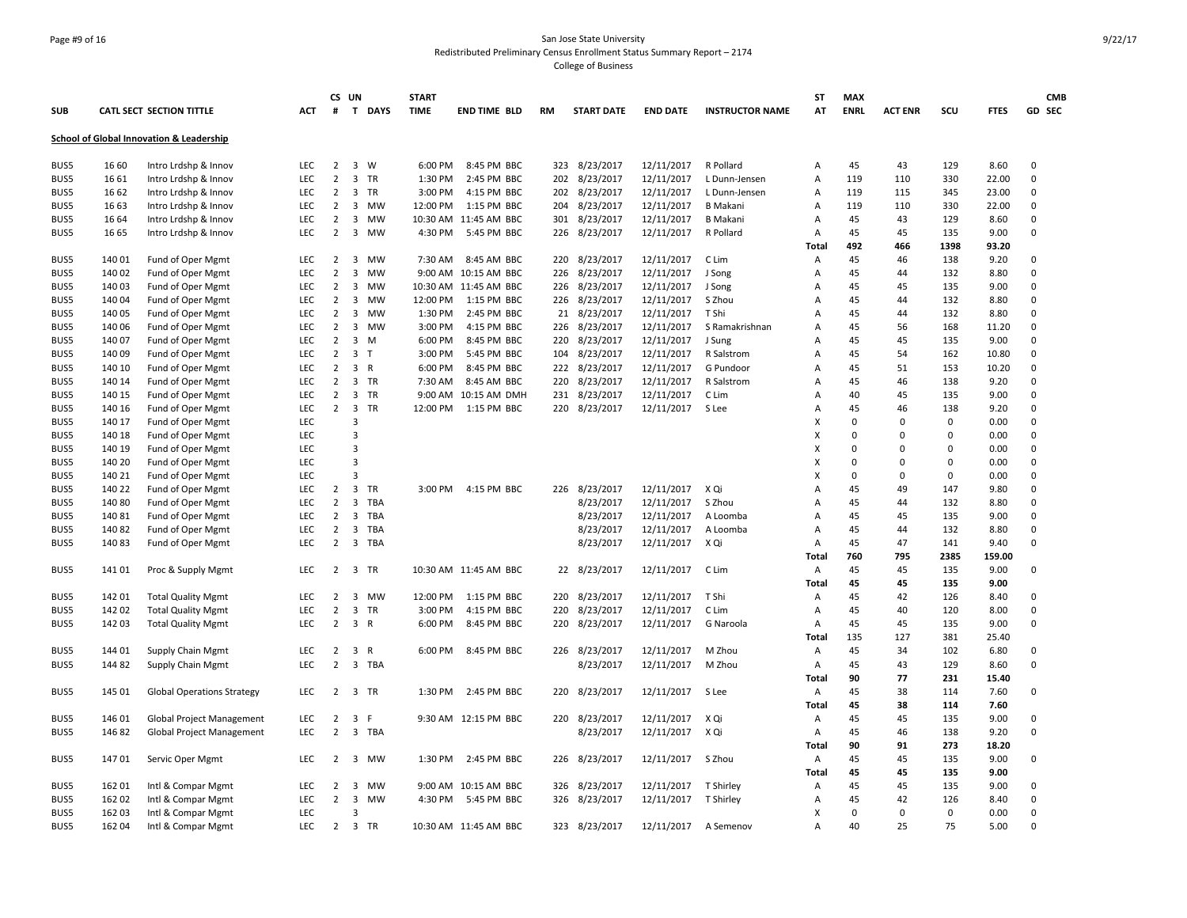San Jose State University
Redistributed Preliminary Census Enrollment Status Summary Report – 2174
College of Business

| SUB | CATL | SECT | SECTION TITTLE | ACT | CS # | UN T | DAYS | START TIME | END TIME | BLD | RM | START DATE | END DATE | INSTRUCTOR NAME | ST AT | MAX ENRL | ACT ENR | SCU | FTES | GD | CMB SEC |
|---|---|---|---|---|---|---|---|---|---|---|---|---|---|---|---|---|---|---|---|---|---|
| **School of Global Innovation & Leadership** | | | | | | | | | | | | | | | | | | | | | |
| BUS5 | 16 | 60 | Intro Lrdshp & Innov | LEC | 2 | 3 | W | 6:00 PM | 8:45 PM | BBC | 323 | 8/23/2017 | 12/11/2017 | R Pollard | A | 45 | 43 | 129 | 8.60 | 0 | |
| BUS5 | 16 | 61 | Intro Lrdshp & Innov | LEC | 2 | 3 | TR | 1:30 PM | 2:45 PM | BBC | 202 | 8/23/2017 | 12/11/2017 | L Dunn-Jensen | A | 119 | 110 | 330 | 22.00 | 0 | |
| BUS5 | 16 | 62 | Intro Lrdshp & Innov | LEC | 2 | 3 | TR | 3:00 PM | 4:15 PM | BBC | 202 | 8/23/2017 | 12/11/2017 | L Dunn-Jensen | A | 119 | 115 | 345 | 23.00 | 0 | |
| BUS5 | 16 | 63 | Intro Lrdshp & Innov | LEC | 2 | 3 | MW | 12:00 PM | 1:15 PM | BBC | 204 | 8/23/2017 | 12/11/2017 | B Makani | A | 119 | 110 | 330 | 22.00 | 0 | |
| BUS5 | 16 | 64 | Intro Lrdshp & Innov | LEC | 2 | 3 | MW | 10:30 AM | 11:45 AM | BBC | 301 | 8/23/2017 | 12/11/2017 | B Makani | A | 45 | 43 | 129 | 8.60 | 0 | |
| BUS5 | 16 | 65 | Intro Lrdshp & Innov | LEC | 2 | 3 | MW | 4:30 PM | 5:45 PM | BBC | 226 | 8/23/2017 | 12/11/2017 | R Pollard | A | 45 | 45 | 135 | 9.00 | 0 | |
| | | | | | | | | | | | | | | | **Total** | **492** | **466** | **1398** | **93.20** | | |
| BUS5 | 140 | 01 | Fund of Oper Mgmt | LEC | 2 | 3 | MW | 7:30 AM | 8:45 AM | BBC | 220 | 8/23/2017 | 12/11/2017 | C Lim | A | 45 | 46 | 138 | 9.20 | 0 | |
| BUS5 | 140 | 02 | Fund of Oper Mgmt | LEC | 2 | 3 | MW | 9:00 AM | 10:15 AM | BBC | 226 | 8/23/2017 | 12/11/2017 | J Song | A | 45 | 44 | 132 | 8.80 | 0 | |
| BUS5 | 140 | 03 | Fund of Oper Mgmt | LEC | 2 | 3 | MW | 10:30 AM | 11:45 AM | BBC | 226 | 8/23/2017 | 12/11/2017 | J Song | A | 45 | 45 | 135 | 9.00 | 0 | |
| BUS5 | 140 | 04 | Fund of Oper Mgmt | LEC | 2 | 3 | MW | 12:00 PM | 1:15 PM | BBC | 226 | 8/23/2017 | 12/11/2017 | S Zhou | A | 45 | 44 | 132 | 8.80 | 0 | |
| BUS5 | 140 | 05 | Fund of Oper Mgmt | LEC | 2 | 3 | MW | 1:30 PM | 2:45 PM | BBC | 21 | 8/23/2017 | 12/11/2017 | T Shi | A | 45 | 44 | 132 | 8.80 | 0 | |
| BUS5 | 140 | 06 | Fund of Oper Mgmt | LEC | 2 | 3 | MW | 3:00 PM | 4:15 PM | BBC | 226 | 8/23/2017 | 12/11/2017 | S Ramakrishnan | A | 45 | 56 | 168 | 11.20 | 0 | |
| BUS5 | 140 | 07 | Fund of Oper Mgmt | LEC | 2 | 3 | M | 6:00 PM | 8:45 PM | BBC | 220 | 8/23/2017 | 12/11/2017 | J Sung | A | 45 | 45 | 135 | 9.00 | 0 | |
| BUS5 | 140 | 09 | Fund of Oper Mgmt | LEC | 2 | 3 | T | 3:00 PM | 5:45 PM | BBC | 104 | 8/23/2017 | 12/11/2017 | R Salstrom | A | 45 | 54 | 162 | 10.80 | 0 | |
| BUS5 | 140 | 10 | Fund of Oper Mgmt | LEC | 2 | 3 | R | 6:00 PM | 8:45 PM | BBC | 222 | 8/23/2017 | 12/11/2017 | G Pundoor | A | 45 | 51 | 153 | 10.20 | 0 | |
| BUS5 | 140 | 14 | Fund of Oper Mgmt | LEC | 2 | 3 | TR | 7:30 AM | 8:45 AM | BBC | 220 | 8/23/2017 | 12/11/2017 | R Salstrom | A | 45 | 46 | 138 | 9.20 | 0 | |
| BUS5 | 140 | 15 | Fund of Oper Mgmt | LEC | 2 | 3 | TR | 9:00 AM | 10:15 AM | DMH | 231 | 8/23/2017 | 12/11/2017 | C Lim | A | 40 | 45 | 135 | 9.00 | 0 | |
| BUS5 | 140 | 16 | Fund of Oper Mgmt | LEC | 2 | 3 | TR | 12:00 PM | 1:15 PM | BBC | 220 | 8/23/2017 | 12/11/2017 | S Lee | A | 45 | 46 | 138 | 9.20 | 0 | |
| BUS5 | 140 | 17 | Fund of Oper Mgmt | LEC | | 3 | | | | | | | | | X | 0 | 0 | 0 | 0.00 | 0 | |
| BUS5 | 140 | 18 | Fund of Oper Mgmt | LEC | | 3 | | | | | | | | | X | 0 | 0 | 0 | 0.00 | 0 | |
| BUS5 | 140 | 19 | Fund of Oper Mgmt | LEC | | 3 | | | | | | | | | X | 0 | 0 | 0 | 0.00 | 0 | |
| BUS5 | 140 | 20 | Fund of Oper Mgmt | LEC | | 3 | | | | | | | | | X | 0 | 0 | 0 | 0.00 | 0 | |
| BUS5 | 140 | 21 | Fund of Oper Mgmt | LEC | | 3 | | | | | | | | | X | 0 | 0 | 0 | 0.00 | 0 | |
| BUS5 | 140 | 22 | Fund of Oper Mgmt | LEC | 2 | 3 | TR | 3:00 PM | 4:15 PM | BBC | 226 | 8/23/2017 | 12/11/2017 | X Qi | A | 45 | 49 | 147 | 9.80 | 0 | |
| BUS5 | 140 | 80 | Fund of Oper Mgmt | LEC | 2 | 3 | TBA | | | | | 8/23/2017 | 12/11/2017 | S Zhou | A | 45 | 44 | 132 | 8.80 | 0 | |
| BUS5 | 140 | 81 | Fund of Oper Mgmt | LEC | 2 | 3 | TBA | | | | | 8/23/2017 | 12/11/2017 | A Loomba | A | 45 | 45 | 135 | 9.00 | 0 | |
| BUS5 | 140 | 82 | Fund of Oper Mgmt | LEC | 2 | 3 | TBA | | | | | 8/23/2017 | 12/11/2017 | A Loomba | A | 45 | 44 | 132 | 8.80 | 0 | |
| BUS5 | 140 | 83 | Fund of Oper Mgmt | LEC | 2 | 3 | TBA | | | | | 8/23/2017 | 12/11/2017 | X Qi | A | 45 | 47 | 141 | 9.40 | 0 | |
| | | | | | | | | | | | | | | | **Total** | **760** | **795** | **2385** | **159.00** | | |
| BUS5 | 141 | 01 | Proc & Supply Mgmt | LEC | 2 | 3 | TR | 10:30 AM | 11:45 AM | BBC | 22 | 8/23/2017 | 12/11/2017 | C Lim | A | 45 | 45 | 135 | 9.00 | 0 | |
| | | | | | | | | | | | | | | | **Total** | **45** | **45** | **135** | **9.00** | | |
| BUS5 | 142 | 01 | Total Quality Mgmt | LEC | 2 | 3 | MW | 12:00 PM | 1:15 PM | BBC | 220 | 8/23/2017 | 12/11/2017 | T Shi | A | 45 | 42 | 126 | 8.40 | 0 | |
| BUS5 | 142 | 02 | Total Quality Mgmt | LEC | 2 | 3 | TR | 3:00 PM | 4:15 PM | BBC | 220 | 8/23/2017 | 12/11/2017 | C Lim | A | 45 | 40 | 120 | 8.00 | 0 | |
| BUS5 | 142 | 03 | Total Quality Mgmt | LEC | 2 | 3 | R | 6:00 PM | 8:45 PM | BBC | 220 | 8/23/2017 | 12/11/2017 | G Naroola | A | 45 | 45 | 135 | 9.00 | 0 | |
| | | | | | | | | | | | | | | | **Total** | 135 | 127 | 381 | 25.40 | | |
| BUS5 | 144 | 01 | Supply Chain Mgmt | LEC | 2 | 3 | R | 6:00 PM | 8:45 PM | BBC | 226 | 8/23/2017 | 12/11/2017 | M Zhou | A | 45 | 34 | 102 | 6.80 | 0 | |
| BUS5 | 144 | 82 | Supply Chain Mgmt | LEC | 2 | 3 | TBA | | | | | 8/23/2017 | 12/11/2017 | M Zhou | A | 45 | 43 | 129 | 8.60 | 0 | |
| | | | | | | | | | | | | | | | **Total** | **90** | **77** | **231** | **15.40** | | |
| BUS5 | 145 | 01 | Global Operations Strategy | LEC | 2 | 3 | TR | 1:30 PM | 2:45 PM | BBC | 220 | 8/23/2017 | 12/11/2017 | S Lee | A | 45 | 38 | 114 | 7.60 | 0 | |
| | | | | | | | | | | | | | | | **Total** | **45** | **38** | **114** | **7.60** | | |
| BUS5 | 146 | 01 | Global Project Management | LEC | 2 | 3 | F | 9:30 AM | 12:15 PM | BBC | 220 | 8/23/2017 | 12/11/2017 | X Qi | A | 45 | 45 | 135 | 9.00 | 0 | |
| BUS5 | 146 | 82 | Global Project Management | LEC | 2 | 3 | TBA | | | | | 8/23/2017 | 12/11/2017 | X Qi | A | 45 | 46 | 138 | 9.20 | 0 | |
| | | | | | | | | | | | | | | | **Total** | **90** | **91** | **273** | **18.20** | | |
| BUS5 | 147 | 01 | Servic Oper Mgmt | LEC | 2 | 3 | MW | 1:30 PM | 2:45 PM | BBC | 226 | 8/23/2017 | 12/11/2017 | S Zhou | A | 45 | 45 | 135 | 9.00 | 0 | |
| | | | | | | | | | | | | | | | **Total** | **45** | **45** | **135** | **9.00** | | |
| BUS5 | 162 | 01 | Intl & Compar Mgmt | LEC | 2 | 3 | MW | 9:00 AM | 10:15 AM | BBC | 326 | 8/23/2017 | 12/11/2017 | T Shirley | A | 45 | 45 | 135 | 9.00 | 0 | |
| BUS5 | 162 | 02 | Intl & Compar Mgmt | LEC | 2 | 3 | MW | 4:30 PM | 5:45 PM | BBC | 326 | 8/23/2017 | 12/11/2017 | T Shirley | A | 45 | 42 | 126 | 8.40 | 0 | |
| BUS5 | 162 | 03 | Intl & Compar Mgmt | LEC | | 3 | | | | | | | | | X | 0 | 0 | 0 | 0.00 | 0 | |
| BUS5 | 162 | 04 | Intl & Compar Mgmt | LEC | 2 | 3 | TR | 10:30 AM | 11:45 AM | BBC | 323 | 8/23/2017 | 12/11/2017 | A Semenov | A | 40 | 25 | 75 | 5.00 | 0 | |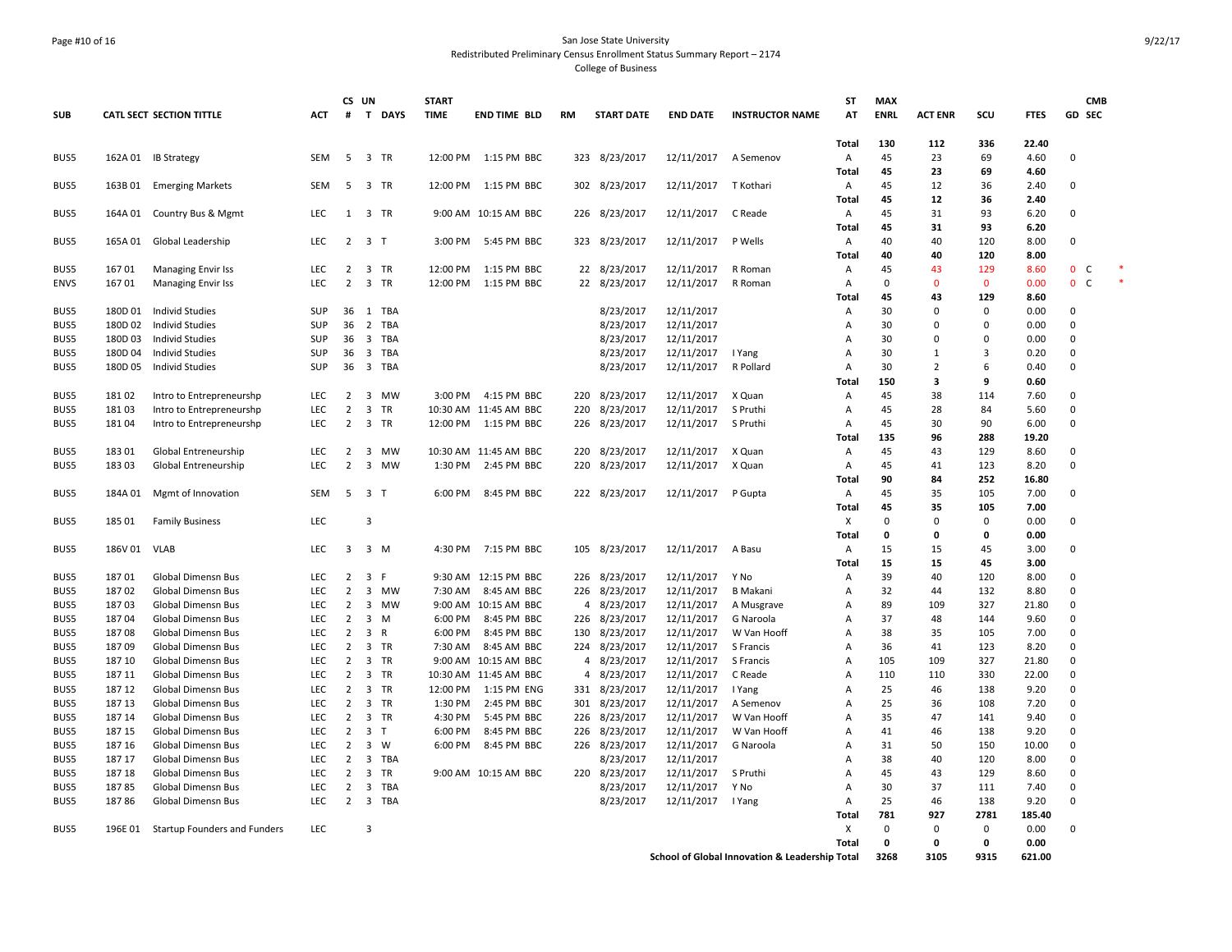San Jose State University
Redistributed Preliminary Census Enrollment Status Summary Report – 2174
College of Business

| SUB | CATL | SECT | SECTION TITTLE | ACT | CS # | UN T | DAYS | START TIME | END TIME | BLD | RM | START DATE | END DATE | INSTRUCTOR NAME | ST AT | MAX ENRL | ACT ENR | SCU | FTES | GD | CMB SEC | |
|---|---|---|---|---|---|---|---|---|---|---|---|---|---|---|---|---|---|---|---|---|---|---|
| | | | | | | | | | | | | | | | Total | 130 | 112 | 336 | 22.40 | | | |
| BUS5 | 162A | 01 | IB Strategy | SEM | 5 | 3 | TR | 12:00 PM | 1:15 PM | BBC | 323 | 8/23/2017 | 12/11/2017 | A Semenov | A | 45 | 23 | 69 | 4.60 | 0 | | |
| | | | | | | | | | | | | | | | Total | 45 | 23 | 69 | 4.60 | | | |
| BUS5 | 163B | 01 | Emerging Markets | SEM | 5 | 3 | TR | 12:00 PM | 1:15 PM | BBC | 302 | 8/23/2017 | 12/11/2017 | T Kothari | A | 45 | 12 | 36 | 2.40 | 0 | | |
| | | | | | | | | | | | | | | | Total | 45 | 12 | 36 | 2.40 | | | |
| BUS5 | 164A | 01 | Country Bus & Mgmt | LEC | 1 | 3 | TR | 9:00 AM | 10:15 AM | BBC | 226 | 8/23/2017 | 12/11/2017 | C Reade | A | 45 | 31 | 93 | 6.20 | 0 | | |
| | | | | | | | | | | | | | | | Total | 45 | 31 | 93 | 6.20 | | | |
| BUS5 | 165A | 01 | Global Leadership | LEC | 2 | 3 | T | 3:00 PM | 5:45 PM | BBC | 323 | 8/23/2017 | 12/11/2017 | P Wells | A | 40 | 40 | 120 | 8.00 | 0 | | |
| | | | | | | | | | | | | | | | Total | 40 | 40 | 120 | 8.00 | | | |
| BUS5 | 167 | 01 | Managing Envir Iss | LEC | 2 | 3 | TR | 12:00 PM | 1:15 PM | BBC | 22 | 8/23/2017 | 12/11/2017 | R Roman | A | 45 | 43 | 129 | 8.60 | 0 | C | * |
| ENVS | 167 | 01 | Managing Envir Iss | LEC | 2 | 3 | TR | 12:00 PM | 1:15 PM | BBC | 22 | 8/23/2017 | 12/11/2017 | R Roman | A | 0 | 0 | 0 | 0.00 | 0 | C | * |
| | | | | | | | | | | | | | | | Total | 45 | 43 | 129 | 8.60 | | | |
| BUS5 | 180D | 01 | Individ Studies | SUP | 36 | 1 | TBA | | | | | 8/23/2017 | 12/11/2017 | | A | 30 | 0 | 0 | 0.00 | 0 | | |
| BUS5 | 180D | 02 | Individ Studies | SUP | 36 | 2 | TBA | | | | | 8/23/2017 | 12/11/2017 | | A | 30 | 0 | 0 | 0.00 | 0 | | |
| BUS5 | 180D | 03 | Individ Studies | SUP | 36 | 3 | TBA | | | | | 8/23/2017 | 12/11/2017 | | A | 30 | 0 | 0 | 0.00 | 0 | | |
| BUS5 | 180D | 04 | Individ Studies | SUP | 36 | 3 | TBA | | | | | 8/23/2017 | 12/11/2017 | I Yang | A | 30 | 1 | 3 | 0.20 | 0 | | |
| BUS5 | 180D | 05 | Individ Studies | SUP | 36 | 3 | TBA | | | | | 8/23/2017 | 12/11/2017 | R Pollard | A | 30 | 2 | 6 | 0.40 | 0 | | |
| | | | | | | | | | | | | | | | Total | 150 | 3 | 9 | 0.60 | | | |
| BUS5 | 181 | 02 | Intro to Entrepreneurshp | LEC | 2 | 3 | MW | 3:00 PM | 4:15 PM | BBC | 220 | 8/23/2017 | 12/11/2017 | X Quan | A | 45 | 38 | 114 | 7.60 | 0 | | |
| BUS5 | 181 | 03 | Intro to Entrepreneurshp | LEC | 2 | 3 | TR | 10:30 AM | 11:45 AM | BBC | 220 | 8/23/2017 | 12/11/2017 | S Pruthi | A | 45 | 28 | 84 | 5.60 | 0 | | |
| BUS5 | 181 | 04 | Intro to Entrepreneurshp | LEC | 2 | 3 | TR | 12:00 PM | 1:15 PM | BBC | 226 | 8/23/2017 | 12/11/2017 | S Pruthi | A | 45 | 30 | 90 | 6.00 | 0 | | |
| | | | | | | | | | | | | | | | Total | 135 | 96 | 288 | 19.20 | | | |
| BUS5 | 183 | 01 | Global Entreneurship | LEC | 2 | 3 | MW | 10:30 AM | 11:45 AM | BBC | 220 | 8/23/2017 | 12/11/2017 | X Quan | A | 45 | 43 | 129 | 8.60 | 0 | | |
| BUS5 | 183 | 03 | Global Entreneurship | LEC | 2 | 3 | MW | 1:30 PM | 2:45 PM | BBC | 220 | 8/23/2017 | 12/11/2017 | X Quan | A | 45 | 41 | 123 | 8.20 | 0 | | |
| | | | | | | | | | | | | | | | Total | 90 | 84 | 252 | 16.80 | | | |
| BUS5 | 184A | 01 | Mgmt of Innovation | SEM | 5 | 3 | T | 6:00 PM | 8:45 PM | BBC | 222 | 8/23/2017 | 12/11/2017 | P Gupta | A | 45 | 35 | 105 | 7.00 | 0 | | |
| | | | | | | | | | | | | | | | Total | 45 | 35 | 105 | 7.00 | | | |
| BUS5 | 185 | 01 | Family Business | LEC | | 3 | | | | | | | | | X | 0 | 0 | 0 | 0.00 | 0 | | |
| | | | | | | | | | | | | | | | Total | 0 | 0 | 0 | 0.00 | | | |
| BUS5 | 186V | 01 | VLAB | LEC | 3 | 3 | M | 4:30 PM | 7:15 PM | BBC | 105 | 8/23/2017 | 12/11/2017 | A Basu | A | 15 | 15 | 45 | 3.00 | 0 | | |
| | | | | | | | | | | | | | | | Total | 15 | 15 | 45 | 3.00 | | | |
| BUS5 | 187 | 01 | Global Dimensn Bus | LEC | 2 | 3 | F | 9:30 AM | 12:15 PM | BBC | 226 | 8/23/2017 | 12/11/2017 | Y No | A | 39 | 40 | 120 | 8.00 | 0 | | |
| BUS5 | 187 | 02 | Global Dimensn Bus | LEC | 2 | 3 | MW | 7:30 AM | 8:45 AM | BBC | 226 | 8/23/2017 | 12/11/2017 | B Makani | A | 32 | 44 | 132 | 8.80 | 0 | | |
| BUS5 | 187 | 03 | Global Dimensn Bus | LEC | 2 | 3 | MW | 9:00 AM | 10:15 AM | BBC | 4 | 8/23/2017 | 12/11/2017 | A Musgrave | A | 89 | 109 | 327 | 21.80 | 0 | | |
| BUS5 | 187 | 04 | Global Dimensn Bus | LEC | 2 | 3 | M | 6:00 PM | 8:45 PM | BBC | 226 | 8/23/2017 | 12/11/2017 | G Naroola | A | 37 | 48 | 144 | 9.60 | 0 | | |
| BUS5 | 187 | 08 | Global Dimensn Bus | LEC | 2 | 3 | R | 6:00 PM | 8:45 PM | BBC | 130 | 8/23/2017 | 12/11/2017 | W Van Hooff | A | 38 | 35 | 105 | 7.00 | 0 | | |
| BUS5 | 187 | 09 | Global Dimensn Bus | LEC | 2 | 3 | TR | 7:30 AM | 8:45 AM | BBC | 224 | 8/23/2017 | 12/11/2017 | S Francis | A | 36 | 41 | 123 | 8.20 | 0 | | |
| BUS5 | 187 | 10 | Global Dimensn Bus | LEC | 2 | 3 | TR | 9:00 AM | 10:15 AM | BBC | 4 | 8/23/2017 | 12/11/2017 | S Francis | A | 105 | 109 | 327 | 21.80 | 0 | | |
| BUS5 | 187 | 11 | Global Dimensn Bus | LEC | 2 | 3 | TR | 10:30 AM | 11:45 AM | BBC | 4 | 8/23/2017 | 12/11/2017 | C Reade | A | 110 | 110 | 330 | 22.00 | 0 | | |
| BUS5 | 187 | 12 | Global Dimensn Bus | LEC | 2 | 3 | TR | 12:00 PM | 1:15 PM | ENG | 331 | 8/23/2017 | 12/11/2017 | I Yang | A | 25 | 46 | 138 | 9.20 | 0 | | |
| BUS5 | 187 | 13 | Global Dimensn Bus | LEC | 2 | 3 | TR | 1:30 PM | 2:45 PM | BBC | 301 | 8/23/2017 | 12/11/2017 | A Semenov | A | 25 | 36 | 108 | 7.20 | 0 | | |
| BUS5 | 187 | 14 | Global Dimensn Bus | LEC | 2 | 3 | TR | 4:30 PM | 5:45 PM | BBC | 226 | 8/23/2017 | 12/11/2017 | W Van Hooff | A | 35 | 47 | 141 | 9.40 | 0 | | |
| BUS5 | 187 | 15 | Global Dimensn Bus | LEC | 2 | 3 | T | 6:00 PM | 8:45 PM | BBC | 226 | 8/23/2017 | 12/11/2017 | W Van Hooff | A | 41 | 46 | 138 | 9.20 | 0 | | |
| BUS5 | 187 | 16 | Global Dimensn Bus | LEC | 2 | 3 | W | 6:00 PM | 8:45 PM | BBC | 226 | 8/23/2017 | 12/11/2017 | G Naroola | A | 31 | 50 | 150 | 10.00 | 0 | | |
| BUS5 | 187 | 17 | Global Dimensn Bus | LEC | 2 | 3 | TBA | | | | | 8/23/2017 | 12/11/2017 | | A | 38 | 40 | 120 | 8.00 | 0 | | |
| BUS5 | 187 | 18 | Global Dimensn Bus | LEC | 2 | 3 | TR | 9:00 AM | 10:15 AM | BBC | 220 | 8/23/2017 | 12/11/2017 | S Pruthi | A | 45 | 43 | 129 | 8.60 | 0 | | |
| BUS5 | 187 | 85 | Global Dimensn Bus | LEC | 2 | 3 | TBA | | | | | 8/23/2017 | 12/11/2017 | Y No | A | 30 | 37 | 111 | 7.40 | 0 | | |
| BUS5 | 187 | 86 | Global Dimensn Bus | LEC | 2 | 3 | TBA | | | | | 8/23/2017 | 12/11/2017 | I Yang | A | 25 | 46 | 138 | 9.20 | 0 | | |
| | | | | | | | | | | | | | | | Total | 781 | 927 | 2781 | 185.40 | | | |
| BUS5 | 196E | 01 | Startup Founders and Funders | LEC | | 3 | | | | | | | | | X | 0 | 0 | 0 | 0.00 | 0 | | |
| | | | | | | | | | | | | | | | Total | 0 | 0 | 0 | 0.00 | | | |
| | | | | | | | | | | | | | | School of Global Innovation & Leadership Total | | 3268 | 3105 | 9315 | 621.00 | | | |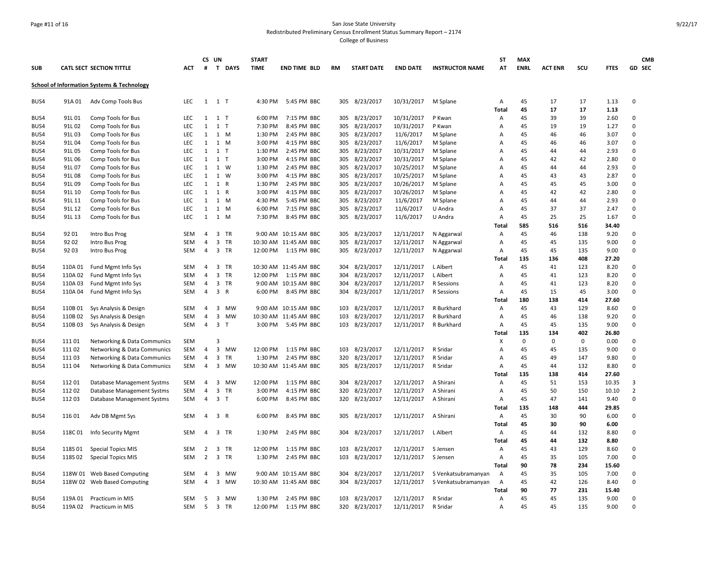San Jose State University
Redistributed Preliminary Census Enrollment Status Summary Report – 2174
College of Business

| SUB | CATL | SECT | SECTION TITTLE | ACT | CS # | UN T | DAYS | START TIME | END TIME | BLD | RM | START DATE | END DATE | INSTRUCTOR NAME | ST AT | MAX ENRL | ACT ENR | SCU | FTES | GD | CMB SEC |
|---|---|---|---|---|---|---|---|---|---|---|---|---|---|---|---|---|---|---|---|---|---|
| **School of Information Systems & Technology** | | | | | | | | | | | | | | | | | | | | | |
| BUS4 | 91A | 01 | Adv Comp Tools Bus | LEC | 1 | 1 | T | 4:30 PM | 5:45 PM | BBC | 305 | 8/23/2017 | 10/31/2017 | M Splane | A | 45 | 17 | 17 | 1.13 | 0 | |
| | | | | | | | | | | | | | | | **Total** | **45** | **17** | **17** | **1.13** | | |
| BUS4 | 91L | 01 | Comp Tools for Bus | LEC | 1 | 1 | T | 6:00 PM | 7:15 PM | BBC | 305 | 8/23/2017 | 10/31/2017 | P Kwan | A | 45 | 39 | 39 | 2.60 | 0 | |
| BUS4 | 91L | 02 | Comp Tools for Bus | LEC | 1 | 1 | T | 7:30 PM | 8:45 PM | BBC | 305 | 8/23/2017 | 10/31/2017 | P Kwan | A | 45 | 19 | 19 | 1.27 | 0 | |
| BUS4 | 91L | 03 | Comp Tools for Bus | LEC | 1 | 1 | M | 1:30 PM | 2:45 PM | BBC | 305 | 8/23/2017 | 11/6/2017 | M Splane | A | 45 | 46 | 46 | 3.07 | 0 | |
| BUS4 | 91L | 04 | Comp Tools for Bus | LEC | 1 | 1 | M | 3:00 PM | 4:15 PM | BBC | 305 | 8/23/2017 | 11/6/2017 | M Splane | A | 45 | 46 | 46 | 3.07 | 0 | |
| BUS4 | 91L | 05 | Comp Tools for Bus | LEC | 1 | 1 | T | 1:30 PM | 2:45 PM | BBC | 305 | 8/23/2017 | 10/31/2017 | M Splane | A | 45 | 44 | 44 | 2.93 | 0 | |
| BUS4 | 91L | 06 | Comp Tools for Bus | LEC | 1 | 1 | T | 3:00 PM | 4:15 PM | BBC | 305 | 8/23/2017 | 10/31/2017 | M Splane | A | 45 | 42 | 42 | 2.80 | 0 | |
| BUS4 | 91L | 07 | Comp Tools for Bus | LEC | 1 | 1 | W | 1:30 PM | 2:45 PM | BBC | 305 | 8/23/2017 | 10/25/2017 | M Splane | A | 45 | 44 | 44 | 2.93 | 0 | |
| BUS4 | 91L | 08 | Comp Tools for Bus | LEC | 1 | 1 | W | 3:00 PM | 4:15 PM | BBC | 305 | 8/23/2017 | 10/25/2017 | M Splane | A | 45 | 43 | 43 | 2.87 | 0 | |
| BUS4 | 91L | 09 | Comp Tools for Bus | LEC | 1 | 1 | R | 1:30 PM | 2:45 PM | BBC | 305 | 8/23/2017 | 10/26/2017 | M Splane | A | 45 | 45 | 45 | 3.00 | 0 | |
| BUS4 | 91L | 10 | Comp Tools for Bus | LEC | 1 | 1 | R | 3:00 PM | 4:15 PM | BBC | 305 | 8/23/2017 | 10/26/2017 | M Splane | A | 45 | 42 | 42 | 2.80 | 0 | |
| BUS4 | 91L | 11 | Comp Tools for Bus | LEC | 1 | 1 | M | 4:30 PM | 5:45 PM | BBC | 305 | 8/23/2017 | 11/6/2017 | M Splane | A | 45 | 44 | 44 | 2.93 | 0 | |
| BUS4 | 91L | 12 | Comp Tools for Bus | LEC | 1 | 1 | M | 6:00 PM | 7:15 PM | BBC | 305 | 8/23/2017 | 11/6/2017 | U Andra | A | 45 | 37 | 37 | 2.47 | 0 | |
| BUS4 | 91L | 13 | Comp Tools for Bus | LEC | 1 | 1 | M | 7:30 PM | 8:45 PM | BBC | 305 | 8/23/2017 | 11/6/2017 | U Andra | A | 45 | 25 | 25 | 1.67 | 0 | |
| | | | | | | | | | | | | | | | **Total** | **585** | **516** | **516** | **34.40** | | |
| BUS4 | 92 | 01 | Intro Bus Prog | SEM | 4 | 3 | TR | 9:00 AM | 10:15 AM | BBC | 305 | 8/23/2017 | 12/11/2017 | N Aggarwal | A | 45 | 46 | 138 | 9.20 | 0 | |
| BUS4 | 92 | 02 | Intro Bus Prog | SEM | 4 | 3 | TR | 10:30 AM | 11:45 AM | BBC | 305 | 8/23/2017 | 12/11/2017 | N Aggarwal | A | 45 | 45 | 135 | 9.00 | 0 | |
| BUS4 | 92 | 03 | Intro Bus Prog | SEM | 4 | 3 | TR | 12:00 PM | 1:15 PM | BBC | 305 | 8/23/2017 | 12/11/2017 | N Aggarwal | A | 45 | 45 | 135 | 9.00 | 0 | |
| | | | | | | | | | | | | | | | **Total** | **135** | **136** | **408** | **27.20** | | |
| BUS4 | 110A | 01 | Fund Mgmt Info Sys | SEM | 4 | 3 | TR | 10:30 AM | 11:45 AM | BBC | 304 | 8/23/2017 | 12/11/2017 | L Albert | A | 45 | 41 | 123 | 8.20 | 0 | |
| BUS4 | 110A | 02 | Fund Mgmt Info Sys | SEM | 4 | 3 | TR | 12:00 PM | 1:15 PM | BBC | 304 | 8/23/2017 | 12/11/2017 | L Albert | A | 45 | 41 | 123 | 8.20 | 0 | |
| BUS4 | 110A | 03 | Fund Mgmt Info Sys | SEM | 4 | 3 | TR | 9:00 AM | 10:15 AM | BBC | 304 | 8/23/2017 | 12/11/2017 | R Sessions | A | 45 | 41 | 123 | 8.20 | 0 | |
| BUS4 | 110A | 04 | Fund Mgmt Info Sys | SEM | 4 | 3 | R | 6:00 PM | 8:45 PM | BBC | 304 | 8/23/2017 | 12/11/2017 | R Sessions | A | 45 | 15 | 45 | 3.00 | 0 | |
| | | | | | | | | | | | | | | | **Total** | **180** | **138** | **414** | **27.60** | | |
| BUS4 | 110B | 01 | Sys Analysis & Design | SEM | 4 | 3 | MW | 9:00 AM | 10:15 AM | BBC | 103 | 8/23/2017 | 12/11/2017 | R Burkhard | A | 45 | 43 | 129 | 8.60 | 0 | |
| BUS4 | 110B | 02 | Sys Analysis & Design | SEM | 4 | 3 | MW | 10:30 AM | 11:45 AM | BBC | 103 | 8/23/2017 | 12/11/2017 | R Burkhard | A | 45 | 46 | 138 | 9.20 | 0 | |
| BUS4 | 110B | 03 | Sys Analysis & Design | SEM | 4 | 3 | T | 3:00 PM | 5:45 PM | BBC | 103 | 8/23/2017 | 12/11/2017 | R Burkhard | A | 45 | 45 | 135 | 9.00 | 0 | |
| | | | | | | | | | | | | | | | **Total** | **135** | **134** | **402** | **26.80** | | |
| BUS4 | 111 | 01 | Networking & Data Communics | SEM | | 3 | | | | | | | | | X | 0 | 0 | 0 | 0.00 | 0 | |
| BUS4 | 111 | 02 | Networking & Data Communics | SEM | 4 | 3 | MW | 12:00 PM | 1:15 PM | BBC | 103 | 8/23/2017 | 12/11/2017 | R Sridar | A | 45 | 45 | 135 | 9.00 | 0 | |
| BUS4 | 111 | 03 | Networking & Data Communics | SEM | 4 | 3 | TR | 1:30 PM | 2:45 PM | BBC | 320 | 8/23/2017 | 12/11/2017 | R Sridar | A | 45 | 49 | 147 | 9.80 | 0 | |
| BUS4 | 111 | 04 | Networking & Data Communics | SEM | 4 | 3 | MW | 10:30 AM | 11:45 AM | BBC | 305 | 8/23/2017 | 12/11/2017 | R Sridar | A | 45 | 44 | 132 | 8.80 | 0 | |
| | | | | | | | | | | | | | | | **Total** | **135** | **138** | **414** | **27.60** | | |
| BUS4 | 112 | 01 | Database Management Systms | SEM | 4 | 3 | MW | 12:00 PM | 1:15 PM | BBC | 304 | 8/23/2017 | 12/11/2017 | A Shirani | A | 45 | 51 | 153 | 10.35 | 3 | |
| BUS4 | 112 | 02 | Database Management Systms | SEM | 4 | 3 | TR | 3:00 PM | 4:15 PM | BBC | 320 | 8/23/2017 | 12/11/2017 | A Shirani | A | 45 | 50 | 150 | 10.10 | 2 | |
| BUS4 | 112 | 03 | Database Management Systms | SEM | 4 | 3 | T | 6:00 PM | 8:45 PM | BBC | 320 | 8/23/2017 | 12/11/2017 | A Shirani | A | 45 | 47 | 141 | 9.40 | 0 | |
| | | | | | | | | | | | | | | | **Total** | **135** | **148** | **444** | **29.85** | | |
| BUS4 | 116 | 01 | Adv DB Mgmt Sys | SEM | 4 | 3 | R | 6:00 PM | 8:45 PM | BBC | 305 | 8/23/2017 | 12/11/2017 | A Shirani | A | 45 | 30 | 90 | 6.00 | 0 | |
| | | | | | | | | | | | | | | | **Total** | **45** | **30** | **90** | **6.00** | | |
| BUS4 | 118C | 01 | Info Security Mgmt | SEM | 4 | 3 | TR | 1:30 PM | 2:45 PM | BBC | 304 | 8/23/2017 | 12/11/2017 | L Albert | A | 45 | 44 | 132 | 8.80 | 0 | |
| | | | | | | | | | | | | | | | **Total** | **45** | **44** | **132** | **8.80** | | |
| BUS4 | 118S | 01 | Special Topics MIS | SEM | 2 | 3 | TR | 12:00 PM | 1:15 PM | BBC | 103 | 8/23/2017 | 12/11/2017 | S Jensen | A | 45 | 43 | 129 | 8.60 | 0 | |
| BUS4 | 118S | 02 | Special Topics MIS | SEM | 2 | 3 | TR | 1:30 PM | 2:45 PM | BBC | 103 | 8/23/2017 | 12/11/2017 | S Jensen | A | 45 | 35 | 105 | 7.00 | 0 | |
| | | | | | | | | | | | | | | | **Total** | **90** | **78** | **234** | **15.60** | | |
| BUS4 | 118W | 01 | Web Based Computing | SEM | 4 | 3 | MW | 9:00 AM | 10:15 AM | BBC | 304 | 8/23/2017 | 12/11/2017 | S Venkatsubramanyan | A | 45 | 35 | 105 | 7.00 | 0 | |
| BUS4 | 118W | 02 | Web Based Computing | SEM | 4 | 3 | MW | 10:30 AM | 11:45 AM | BBC | 304 | 8/23/2017 | 12/11/2017 | S Venkatsubramanyan | A | 45 | 42 | 126 | 8.40 | 0 | |
| | | | | | | | | | | | | | | | **Total** | **90** | **77** | **231** | **15.40** | | |
| BUS4 | 119A | 01 | Practicum in MIS | SEM | 5 | 3 | MW | 1:30 PM | 2:45 PM | BBC | 103 | 8/23/2017 | 12/11/2017 | R Sridar | A | 45 | 45 | 135 | 9.00 | 0 | |
| BUS4 | 119A | 02 | Practicum in MIS | SEM | 5 | 3 | TR | 12:00 PM | 1:15 PM | BBC | 320 | 8/23/2017 | 12/11/2017 | R Sridar | A | 45 | 45 | 135 | 9.00 | 0 | |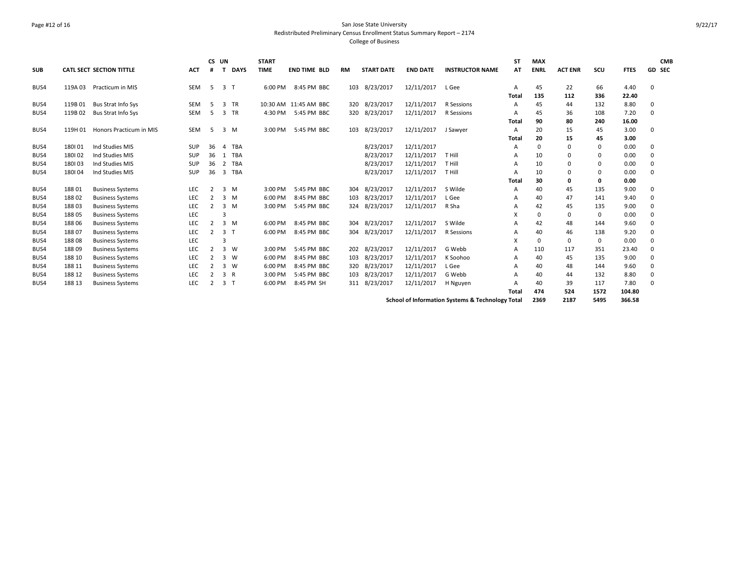San Jose State University
Redistributed Preliminary Census Enrollment Status Summary Report – 2174
College of Business

| SUB | CATL SECT | SECTION TITTLE | ACT | CS # | UN T | DAYS | START TIME | END TIME | BLD | RM | START DATE | END DATE | INSTRUCTOR NAME | ST AT | MAX ENRL | ACT ENR | SCU | FTES | GD | CMB SEC |
|---|---|---|---|---|---|---|---|---|---|---|---|---|---|---|---|---|---|---|---|---|
| BUS4 | 119A 03 | Practicum in MIS | SEM | 5 | 3 | T | 6:00 PM | 8:45 PM | BBC | 103 | 8/23/2017 | 12/11/2017 | L Gee | A | 45 | 22 | 66 | 4.40 | 0 | |
| | | | | | | | | | | | | | | **Total** | **135** | **112** | **336** | **22.40** | | |
| BUS4 | 119B 01 | Bus Strat Info Sys | SEM | 5 | 3 | TR | 10:30 AM | 11:45 AM | BBC | 320 | 8/23/2017 | 12/11/2017 | R Sessions | A | 45 | 44 | 132 | 8.80 | 0 | |
| BUS4 | 119B 02 | Bus Strat Info Sys | SEM | 5 | 3 | TR | 4:30 PM | 5:45 PM | BBC | 320 | 8/23/2017 | 12/11/2017 | R Sessions | A | 45 | 36 | 108 | 7.20 | 0 | |
| | | | | | | | | | | | | | | **Total** | **90** | **80** | **240** | **16.00** | | |
| BUS4 | 119H 01 | Honors Practicum in MIS | SEM | 5 | 3 | M | 3:00 PM | 5:45 PM | BBC | 103 | 8/23/2017 | 12/11/2017 | J Sawyer | A | 20 | 15 | 45 | 3.00 | 0 | |
| | | | | | | | | | | | | | | **Total** | **20** | **15** | **45** | **3.00** | | |
| BUS4 | 180I 01 | Ind Studies MIS | SUP | 36 | 4 | TBA | | | | | 8/23/2017 | 12/11/2017 | | A | 0 | 0 | 0 | 0.00 | 0 | |
| BUS4 | 180I 02 | Ind Studies MIS | SUP | 36 | 1 | TBA | | | | | 8/23/2017 | 12/11/2017 | T Hill | A | 10 | 0 | 0 | 0.00 | 0 | |
| BUS4 | 180I 03 | Ind Studies MIS | SUP | 36 | 2 | TBA | | | | | 8/23/2017 | 12/11/2017 | T Hill | A | 10 | 0 | 0 | 0.00 | 0 | |
| BUS4 | 180I 04 | Ind Studies MIS | SUP | 36 | 3 | TBA | | | | | 8/23/2017 | 12/11/2017 | T Hill | A | 10 | 0 | 0 | 0.00 | 0 | |
| | | | | | | | | | | | | | | **Total** | **30** | **0** | **0** | **0.00** | | |
| BUS4 | 188 01 | Business Systems | LEC | 2 | 3 | M | 3:00 PM | 5:45 PM | BBC | 304 | 8/23/2017 | 12/11/2017 | S Wilde | A | 40 | 45 | 135 | 9.00 | 0 | |
| BUS4 | 188 02 | Business Systems | LEC | 2 | 3 | M | 6:00 PM | 8:45 PM | BBC | 103 | 8/23/2017 | 12/11/2017 | L Gee | A | 40 | 47 | 141 | 9.40 | 0 | |
| BUS4 | 188 03 | Business Systems | LEC | 2 | 3 | M | 3:00 PM | 5:45 PM | BBC | 324 | 8/23/2017 | 12/11/2017 | R Sha | A | 42 | 45 | 135 | 9.00 | 0 | |
| BUS4 | 188 05 | Business Systems | LEC | | 3 | | | | | | | | | X | 0 | 0 | 0 | 0.00 | 0 | |
| BUS4 | 188 06 | Business Systems | LEC | 2 | 3 | M | 6:00 PM | 8:45 PM | BBC | 304 | 8/23/2017 | 12/11/2017 | S Wilde | A | 42 | 48 | 144 | 9.60 | 0 | |
| BUS4 | 188 07 | Business Systems | LEC | 2 | 3 | T | 6:00 PM | 8:45 PM | BBC | 304 | 8/23/2017 | 12/11/2017 | R Sessions | A | 40 | 46 | 138 | 9.20 | 0 | |
| BUS4 | 188 08 | Business Systems | LEC | | 3 | | | | | | | | | X | 0 | 0 | 0 | 0.00 | 0 | |
| BUS4 | 188 09 | Business Systems | LEC | 2 | 3 | W | 3:00 PM | 5:45 PM | BBC | 202 | 8/23/2017 | 12/11/2017 | G Webb | A | 110 | 117 | 351 | 23.40 | 0 | |
| BUS4 | 188 10 | Business Systems | LEC | 2 | 3 | W | 6:00 PM | 8:45 PM | BBC | 103 | 8/23/2017 | 12/11/2017 | K Soohoo | A | 40 | 45 | 135 | 9.00 | 0 | |
| BUS4 | 188 11 | Business Systems | LEC | 2 | 3 | W | 6:00 PM | 8:45 PM | BBC | 320 | 8/23/2017 | 12/11/2017 | L Gee | A | 40 | 48 | 144 | 9.60 | 0 | |
| BUS4 | 188 12 | Business Systems | LEC | 2 | 3 | R | 3:00 PM | 5:45 PM | BBC | 103 | 8/23/2017 | 12/11/2017 | G Webb | A | 40 | 44 | 132 | 8.80 | 0 | |
| BUS4 | 188 13 | Business Systems | LEC | 2 | 3 | T | 6:00 PM | 8:45 PM | SH | 311 | 8/23/2017 | 12/11/2017 | H Nguyen | A | 40 | 39 | 117 | 7.80 | 0 | |
| | | | | | | | | | | | | | | **Total** | **474** | **524** | **1572** | **104.80** | | |
| | | | | | | | | | | | | | **School of Information Systems & Technology Total** | | **2369** | **2187** | **5495** | **366.58** | | |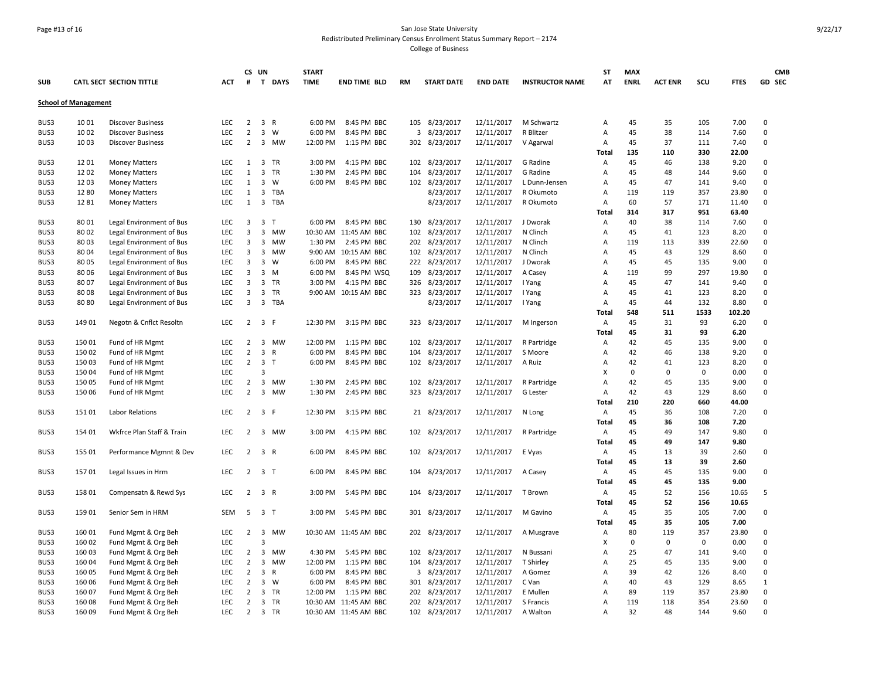San Jose State University

Redistributed Preliminary Census Enrollment Status Summary Report – 2174

College of Business

| SUB | CATL SECT | SECTION TITTLE | ACT | CS # | UN T | DAYS | START TIME | END TIME | BLD | RM | START DATE | END DATE | INSTRUCTOR NAME | ST AT | MAX ENRL | ACT ENR | SCU | FTES | GD | CMB SEC |
|---|---|---|---|---|---|---|---|---|---|---|---|---|---|---|---|---|---|---|---|---|
| **School of Management** | | | | | | | | | | | | | | | | | | | | |
| BUS3 | 10 01 | Discover Business | LEC | 2 | 3 | R | 6:00 PM | 8:45 PM | BBC | 105 | 8/23/2017 | 12/11/2017 | M Schwartz | A | 45 | 35 | 105 | 7.00 | 0 | |
| BUS3 | 10 02 | Discover Business | LEC | 2 | 3 | W | 6:00 PM | 8:45 PM | BBC | 3 | 8/23/2017 | 12/11/2017 | R Blitzer | A | 45 | 38 | 114 | 7.60 | 0 | |
| BUS3 | 10 03 | Discover Business | LEC | 2 | 3 | MW | 12:00 PM | 1:15 PM | BBC | 302 | 8/23/2017 | 12/11/2017 | V Agarwal | A | 45 | 37 | 111 | 7.40 | 0 | |
| | | | | | | | | | | | | | | **Total** | **135** | **110** | **330** | **22.00** | | |
| BUS3 | 12 01 | Money Matters | LEC | 1 | 3 | TR | 3:00 PM | 4:15 PM | BBC | 102 | 8/23/2017 | 12/11/2017 | G Radine | A | 45 | 46 | 138 | 9.20 | 0 | |
| BUS3 | 12 02 | Money Matters | LEC | 1 | 3 | TR | 1:30 PM | 2:45 PM | BBC | 104 | 8/23/2017 | 12/11/2017 | G Radine | A | 45 | 48 | 144 | 9.60 | 0 | |
| BUS3 | 12 03 | Money Matters | LEC | 1 | 3 | W | 6:00 PM | 8:45 PM | BBC | 102 | 8/23/2017 | 12/11/2017 | L Dunn-Jensen | A | 45 | 47 | 141 | 9.40 | 0 | |
| BUS3 | 12 80 | Money Matters | LEC | 1 | 3 | TBA | | | | | 8/23/2017 | 12/11/2017 | R Okumoto | A | 119 | 119 | 357 | 23.80 | 0 | |
| BUS3 | 12 81 | Money Matters | LEC | 1 | 3 | TBA | | | | | 8/23/2017 | 12/11/2017 | R Okumoto | A | 60 | 57 | 171 | 11.40 | 0 | |
| | | | | | | | | | | | | | | **Total** | **314** | **317** | **951** | **63.40** | | |
| BUS3 | 80 01 | Legal Environment of Bus | LEC | 3 | 3 | T | 6:00 PM | 8:45 PM | BBC | 130 | 8/23/2017 | 12/11/2017 | J Dworak | A | 40 | 38 | 114 | 7.60 | 0 | |
| BUS3 | 80 02 | Legal Environment of Bus | LEC | 3 | 3 | MW | 10:30 AM | 11:45 AM | BBC | 102 | 8/23/2017 | 12/11/2017 | N Clinch | A | 45 | 41 | 123 | 8.20 | 0 | |
| BUS3 | 80 03 | Legal Environment of Bus | LEC | 3 | 3 | MW | 1:30 PM | 2:45 PM | BBC | 202 | 8/23/2017 | 12/11/2017 | N Clinch | A | 119 | 113 | 339 | 22.60 | 0 | |
| BUS3 | 80 04 | Legal Environment of Bus | LEC | 3 | 3 | MW | 9:00 AM | 10:15 AM | BBC | 102 | 8/23/2017 | 12/11/2017 | N Clinch | A | 45 | 43 | 129 | 8.60 | 0 | |
| BUS3 | 80 05 | Legal Environment of Bus | LEC | 3 | 3 | W | 6:00 PM | 8:45 PM | BBC | 222 | 8/23/2017 | 12/11/2017 | J Dworak | A | 45 | 45 | 135 | 9.00 | 0 | |
| BUS3 | 80 06 | Legal Environment of Bus | LEC | 3 | 3 | M | 6:00 PM | 8:45 PM | WSQ | 109 | 8/23/2017 | 12/11/2017 | A Casey | A | 119 | 99 | 297 | 19.80 | 0 | |
| BUS3 | 80 07 | Legal Environment of Bus | LEC | 3 | 3 | TR | 3:00 PM | 4:15 PM | BBC | 326 | 8/23/2017 | 12/11/2017 | I Yang | A | 45 | 47 | 141 | 9.40 | 0 | |
| BUS3 | 80 08 | Legal Environment of Bus | LEC | 3 | 3 | TR | 9:00 AM | 10:15 AM | BBC | 323 | 8/23/2017 | 12/11/2017 | I Yang | A | 45 | 41 | 123 | 8.20 | 0 | |
| BUS3 | 80 80 | Legal Environment of Bus | LEC | 3 | 3 | TBA | | | | | 8/23/2017 | 12/11/2017 | I Yang | A | 45 | 44 | 132 | 8.80 | 0 | |
| | | | | | | | | | | | | | | **Total** | **548** | **511** | **1533** | **102.20** | | |
| BUS3 | 149 01 | Negotn & Cnflct Resoltn | LEC | 2 | 3 | F | 12:30 PM | 3:15 PM | BBC | 323 | 8/23/2017 | 12/11/2017 | M Ingerson | A | 45 | 31 | 93 | 6.20 | 0 | |
| | | | | | | | | | | | | | | **Total** | **45** | **31** | **93** | **6.20** | | |
| BUS3 | 150 01 | Fund of HR Mgmt | LEC | 2 | 3 | MW | 12:00 PM | 1:15 PM | BBC | 102 | 8/23/2017 | 12/11/2017 | R Partridge | A | 42 | 45 | 135 | 9.00 | 0 | |
| BUS3 | 150 02 | Fund of HR Mgmt | LEC | 2 | 3 | R | 6:00 PM | 8:45 PM | BBC | 104 | 8/23/2017 | 12/11/2017 | S Moore | A | 42 | 46 | 138 | 9.20 | 0 | |
| BUS3 | 150 03 | Fund of HR Mgmt | LEC | 2 | 3 | T | 6:00 PM | 8:45 PM | BBC | 102 | 8/23/2017 | 12/11/2017 | A Ruiz | A | 42 | 41 | 123 | 8.20 | 0 | |
| BUS3 | 150 04 | Fund of HR Mgmt | LEC | | 3 | | | | | | | | | X | 0 | 0 | 0 | 0.00 | 0 | |
| BUS3 | 150 05 | Fund of HR Mgmt | LEC | 2 | 3 | MW | 1:30 PM | 2:45 PM | BBC | 102 | 8/23/2017 | 12/11/2017 | R Partridge | A | 42 | 45 | 135 | 9.00 | 0 | |
| BUS3 | 150 06 | Fund of HR Mgmt | LEC | 2 | 3 | MW | 1:30 PM | 2:45 PM | BBC | 323 | 8/23/2017 | 12/11/2017 | G Lester | A | 42 | 43 | 129 | 8.60 | 0 | |
| | | | | | | | | | | | | | | **Total** | **210** | **220** | **660** | **44.00** | | |
| BUS3 | 151 01 | Labor Relations | LEC | 2 | 3 | F | 12:30 PM | 3:15 PM | BBC | 21 | 8/23/2017 | 12/11/2017 | N Long | A | 45 | 36 | 108 | 7.20 | 0 | |
| | | | | | | | | | | | | | | **Total** | **45** | **36** | **108** | **7.20** | | |
| BUS3 | 154 01 | Wkfrce Plan Staff & Train | LEC | 2 | 3 | MW | 3:00 PM | 4:15 PM | BBC | 102 | 8/23/2017 | 12/11/2017 | R Partridge | A | 45 | 49 | 147 | 9.80 | 0 | |
| | | | | | | | | | | | | | | **Total** | **45** | **49** | **147** | **9.80** | | |
| BUS3 | 155 01 | Performance Mgmnt & Dev | LEC | 2 | 3 | R | 6:00 PM | 8:45 PM | BBC | 102 | 8/23/2017 | 12/11/2017 | E Vyas | A | 45 | 13 | 39 | 2.60 | 0 | |
| | | | | | | | | | | | | | | **Total** | **45** | **13** | **39** | **2.60** | | |
| BUS3 | 157 01 | Legal Issues in Hrm | LEC | 2 | 3 | T | 6:00 PM | 8:45 PM | BBC | 104 | 8/23/2017 | 12/11/2017 | A Casey | A | 45 | 45 | 135 | 9.00 | 0 | |
| | | | | | | | | | | | | | | **Total** | **45** | **45** | **135** | **9.00** | | |
| BUS3 | 158 01 | Compensatn & Rewd Sys | LEC | 2 | 3 | R | 3:00 PM | 5:45 PM | BBC | 104 | 8/23/2017 | 12/11/2017 | T Brown | A | 45 | 52 | 156 | 10.65 | 5 | |
| | | | | | | | | | | | | | | **Total** | **45** | **52** | **156** | **10.65** | | |
| BUS3 | 159 01 | Senior Sem in HRM | SEM | 5 | 3 | T | 3:00 PM | 5:45 PM | BBC | 301 | 8/23/2017 | 12/11/2017 | M Gavino | A | 45 | 35 | 105 | 7.00 | 0 | |
| | | | | | | | | | | | | | | **Total** | **45** | **35** | **105** | **7.00** | | |
| BUS3 | 160 01 | Fund Mgmt & Org Beh | LEC | 2 | 3 | MW | 10:30 AM | 11:45 AM | BBC | 202 | 8/23/2017 | 12/11/2017 | A Musgrave | A | 80 | 119 | 357 | 23.80 | 0 | |
| BUS3 | 160 02 | Fund Mgmt & Org Beh | LEC | | 3 | | | | | | | | | X | 0 | 0 | 0 | 0.00 | 0 | |
| BUS3 | 160 03 | Fund Mgmt & Org Beh | LEC | 2 | 3 | MW | 4:30 PM | 5:45 PM | BBC | 102 | 8/23/2017 | 12/11/2017 | N Bussani | A | 25 | 47 | 141 | 9.40 | 0 | |
| BUS3 | 160 04 | Fund Mgmt & Org Beh | LEC | 2 | 3 | MW | 12:00 PM | 1:15 PM | BBC | 104 | 8/23/2017 | 12/11/2017 | T Shirley | A | 25 | 45 | 135 | 9.00 | 0 | |
| BUS3 | 160 05 | Fund Mgmt & Org Beh | LEC | 2 | 3 | R | 6:00 PM | 8:45 PM | BBC | 3 | 8/23/2017 | 12/11/2017 | A Gomez | A | 39 | 42 | 126 | 8.40 | 0 | |
| BUS3 | 160 06 | Fund Mgmt & Org Beh | LEC | 2 | 3 | W | 6:00 PM | 8:45 PM | BBC | 301 | 8/23/2017 | 12/11/2017 | C Van | A | 40 | 43 | 129 | 8.65 | 1 | |
| BUS3 | 160 07 | Fund Mgmt & Org Beh | LEC | 2 | 3 | TR | 12:00 PM | 1:15 PM | BBC | 202 | 8/23/2017 | 12/11/2017 | E Mullen | A | 89 | 119 | 357 | 23.80 | 0 | |
| BUS3 | 160 08 | Fund Mgmt & Org Beh | LEC | 2 | 3 | TR | 10:30 AM | 11:45 AM | BBC | 202 | 8/23/2017 | 12/11/2017 | S Francis | A | 119 | 118 | 354 | 23.60 | 0 | |
| BUS3 | 160 09 | Fund Mgmt & Org Beh | LEC | 2 | 3 | TR | 10:30 AM | 11:45 AM | BBC | 102 | 8/23/2017 | 12/11/2017 | A Walton | A | 32 | 48 | 144 | 9.60 | 0 | |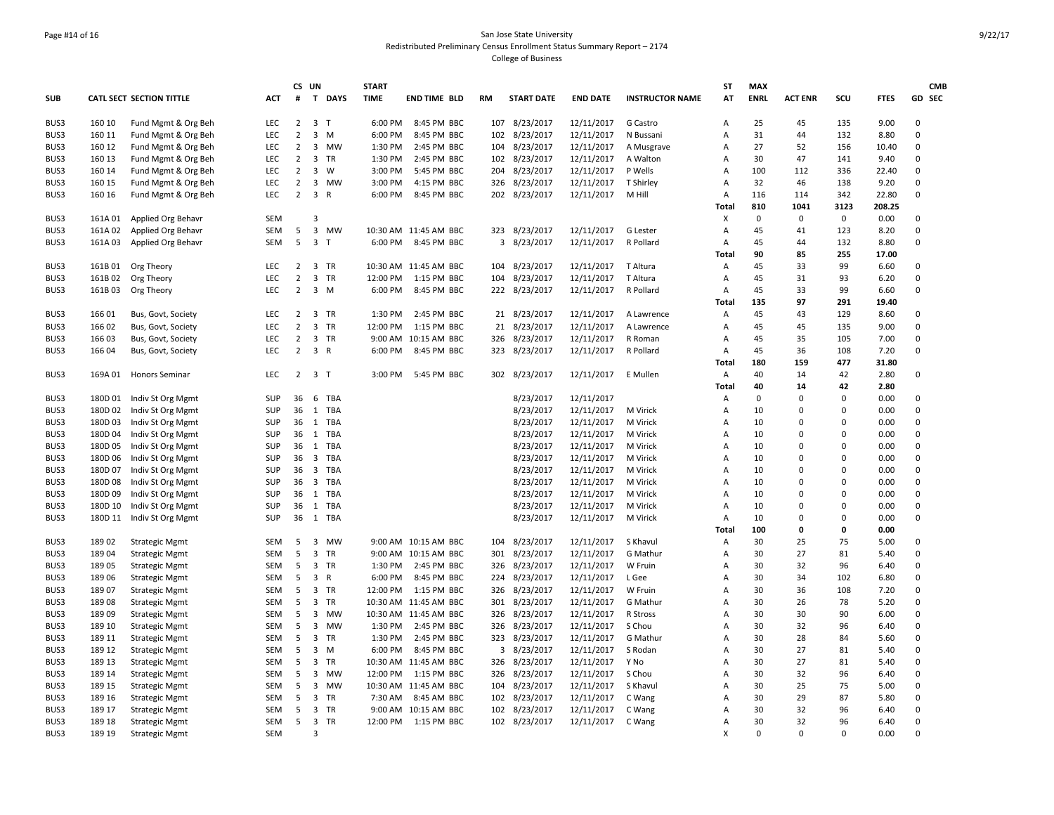San Jose State University
Redistributed Preliminary Census Enrollment Status Summary Report – 2174
College of Business

| SUB | CATL SECT | SECTION TITTLE | ACT | CS # | UN T | DAYS | START TIME | END TIME | BLD | RM | START DATE | END DATE | INSTRUCTOR NAME | ST AT | MAX ENRL | ACT ENR | SCU | FTES | GD | CMB SEC |
|---|---|---|---|---|---|---|---|---|---|---|---|---|---|---|---|---|---|---|---|---|
| BUS3 | 160 10 | Fund Mgmt & Org Beh | LEC | 2 | 3 | T | 6:00 PM | 8:45 PM | BBC | 107 | 8/23/2017 | 12/11/2017 | G Castro | A | 25 | 45 | 135 | 9.00 | 0 | |
| BUS3 | 160 11 | Fund Mgmt & Org Beh | LEC | 2 | 3 | M | 6:00 PM | 8:45 PM | BBC | 102 | 8/23/2017 | 12/11/2017 | N Bussani | A | 31 | 44 | 132 | 8.80 | 0 | |
| BUS3 | 160 12 | Fund Mgmt & Org Beh | LEC | 2 | 3 | MW | 1:30 PM | 2:45 PM | BBC | 104 | 8/23/2017 | 12/11/2017 | A Musgrave | A | 27 | 52 | 156 | 10.40 | 0 | |
| BUS3 | 160 13 | Fund Mgmt & Org Beh | LEC | 2 | 3 | TR | 1:30 PM | 2:45 PM | BBC | 102 | 8/23/2017 | 12/11/2017 | A Walton | A | 30 | 47 | 141 | 9.40 | 0 | |
| BUS3 | 160 14 | Fund Mgmt & Org Beh | LEC | 2 | 3 | W | 3:00 PM | 5:45 PM | BBC | 204 | 8/23/2017 | 12/11/2017 | P Wells | A | 100 | 112 | 336 | 22.40 | 0 | |
| BUS3 | 160 15 | Fund Mgmt & Org Beh | LEC | 2 | 3 | MW | 3:00 PM | 4:15 PM | BBC | 326 | 8/23/2017 | 12/11/2017 | T Shirley | A | 32 | 46 | 138 | 9.20 | 0 | |
| BUS3 | 160 16 | Fund Mgmt & Org Beh | LEC | 2 | 3 | R | 6:00 PM | 8:45 PM | BBC | 202 | 8/23/2017 | 12/11/2017 | M Hill | A | 116 | 114 | 342 | 22.80 | 0 | |
| | | | | | | | | | | | | | | **Total** | **810** | **1041** | **3123** | **208.25** | | |
| BUS3 | 161A 01 | Applied Org Behavr | SEM | | 3 | | | | | | | | | X | 0 | 0 | 0 | 0.00 | 0 | |
| BUS3 | 161A 02 | Applied Org Behavr | SEM | 5 | 3 | MW | 10:30 AM | 11:45 AM | BBC | 323 | 8/23/2017 | 12/11/2017 | G Lester | A | 45 | 41 | 123 | 8.20 | 0 | |
| BUS3 | 161A 03 | Applied Org Behavr | SEM | 5 | 3 | T | 6:00 PM | 8:45 PM | BBC | 3 | 8/23/2017 | 12/11/2017 | R Pollard | A | 45 | 44 | 132 | 8.80 | 0 | |
| | | | | | | | | | | | | | | **Total** | **90** | **85** | **255** | **17.00** | | |
| BUS3 | 161B 01 | Org Theory | LEC | 2 | 3 | TR | 10:30 AM | 11:45 AM | BBC | 104 | 8/23/2017 | 12/11/2017 | T Altura | A | 45 | 33 | 99 | 6.60 | 0 | |
| BUS3 | 161B 02 | Org Theory | LEC | 2 | 3 | TR | 12:00 PM | 1:15 PM | BBC | 104 | 8/23/2017 | 12/11/2017 | T Altura | A | 45 | 31 | 93 | 6.20 | 0 | |
| BUS3 | 161B 03 | Org Theory | LEC | 2 | 3 | M | 6:00 PM | 8:45 PM | BBC | 222 | 8/23/2017 | 12/11/2017 | R Pollard | A | 45 | 33 | 99 | 6.60 | 0 | |
| | | | | | | | | | | | | | | **Total** | **135** | **97** | **291** | **19.40** | | |
| BUS3 | 166 01 | Bus, Govt, Society | LEC | 2 | 3 | TR | 1:30 PM | 2:45 PM | BBC | 21 | 8/23/2017 | 12/11/2017 | A Lawrence | A | 45 | 43 | 129 | 8.60 | 0 | |
| BUS3 | 166 02 | Bus, Govt, Society | LEC | 2 | 3 | TR | 12:00 PM | 1:15 PM | BBC | 21 | 8/23/2017 | 12/11/2017 | A Lawrence | A | 45 | 45 | 135 | 9.00 | 0 | |
| BUS3 | 166 03 | Bus, Govt, Society | LEC | 2 | 3 | TR | 9:00 AM | 10:15 AM | BBC | 326 | 8/23/2017 | 12/11/2017 | R Roman | A | 45 | 35 | 105 | 7.00 | 0 | |
| BUS3 | 166 04 | Bus, Govt, Society | LEC | 2 | 3 | R | 6:00 PM | 8:45 PM | BBC | 323 | 8/23/2017 | 12/11/2017 | R Pollard | A | 45 | 36 | 108 | 7.20 | 0 | |
| | | | | | | | | | | | | | | **Total** | **180** | **159** | **477** | **31.80** | | |
| BUS3 | 169A 01 | Honors Seminar | LEC | 2 | 3 | T | 3:00 PM | 5:45 PM | BBC | 302 | 8/23/2017 | 12/11/2017 | E Mullen | A | 40 | 14 | 42 | 2.80 | 0 | |
| | | | | | | | | | | | | | | **Total** | **40** | **14** | **42** | **2.80** | | |
| BUS3 | 180D 01 | Indiv St Org Mgmt | SUP | 36 | 6 | TBA | | | | | 8/23/2017 | 12/11/2017 | | A | 0 | 0 | 0 | 0.00 | 0 | |
| BUS3 | 180D 02 | Indiv St Org Mgmt | SUP | 36 | 1 | TBA | | | | | 8/23/2017 | 12/11/2017 | M Virick | A | 10 | 0 | 0 | 0.00 | 0 | |
| BUS3 | 180D 03 | Indiv St Org Mgmt | SUP | 36 | 1 | TBA | | | | | 8/23/2017 | 12/11/2017 | M Virick | A | 10 | 0 | 0 | 0.00 | 0 | |
| BUS3 | 180D 04 | Indiv St Org Mgmt | SUP | 36 | 1 | TBA | | | | | 8/23/2017 | 12/11/2017 | M Virick | A | 10 | 0 | 0 | 0.00 | 0 | |
| BUS3 | 180D 05 | Indiv St Org Mgmt | SUP | 36 | 1 | TBA | | | | | 8/23/2017 | 12/11/2017 | M Virick | A | 10 | 0 | 0 | 0.00 | 0 | |
| BUS3 | 180D 06 | Indiv St Org Mgmt | SUP | 36 | 3 | TBA | | | | | 8/23/2017 | 12/11/2017 | M Virick | A | 10 | 0 | 0 | 0.00 | 0 | |
| BUS3 | 180D 07 | Indiv St Org Mgmt | SUP | 36 | 3 | TBA | | | | | 8/23/2017 | 12/11/2017 | M Virick | A | 10 | 0 | 0 | 0.00 | 0 | |
| BUS3 | 180D 08 | Indiv St Org Mgmt | SUP | 36 | 3 | TBA | | | | | 8/23/2017 | 12/11/2017 | M Virick | A | 10 | 0 | 0 | 0.00 | 0 | |
| BUS3 | 180D 09 | Indiv St Org Mgmt | SUP | 36 | 1 | TBA | | | | | 8/23/2017 | 12/11/2017 | M Virick | A | 10 | 0 | 0 | 0.00 | 0 | |
| BUS3 | 180D 10 | Indiv St Org Mgmt | SUP | 36 | 1 | TBA | | | | | 8/23/2017 | 12/11/2017 | M Virick | A | 10 | 0 | 0 | 0.00 | 0 | |
| BUS3 | 180D 11 | Indiv St Org Mgmt | SUP | 36 | 1 | TBA | | | | | 8/23/2017 | 12/11/2017 | M Virick | A | 10 | 0 | 0 | 0.00 | 0 | |
| | | | | | | | | | | | | | | **Total** | **100** | **0** | **0** | **0.00** | | |
| BUS3 | 189 02 | Strategic Mgmt | SEM | 5 | 3 | MW | 9:00 AM | 10:15 AM | BBC | 104 | 8/23/2017 | 12/11/2017 | S Khavul | A | 30 | 25 | 75 | 5.00 | 0 | |
| BUS3 | 189 04 | Strategic Mgmt | SEM | 5 | 3 | TR | 9:00 AM | 10:15 AM | BBC | 301 | 8/23/2017 | 12/11/2017 | G Mathur | A | 30 | 27 | 81 | 5.40 | 0 | |
| BUS3 | 189 05 | Strategic Mgmt | SEM | 5 | 3 | TR | 1:30 PM | 2:45 PM | BBC | 326 | 8/23/2017 | 12/11/2017 | W Fruin | A | 30 | 32 | 96 | 6.40 | 0 | |
| BUS3 | 189 06 | Strategic Mgmt | SEM | 5 | 3 | R | 6:00 PM | 8:45 PM | BBC | 224 | 8/23/2017 | 12/11/2017 | L Gee | A | 30 | 34 | 102 | 6.80 | 0 | |
| BUS3 | 189 07 | Strategic Mgmt | SEM | 5 | 3 | TR | 12:00 PM | 1:15 PM | BBC | 326 | 8/23/2017 | 12/11/2017 | W Fruin | A | 30 | 36 | 108 | 7.20 | 0 | |
| BUS3 | 189 08 | Strategic Mgmt | SEM | 5 | 3 | TR | 10:30 AM | 11:45 AM | BBC | 301 | 8/23/2017 | 12/11/2017 | G Mathur | A | 30 | 26 | 78 | 5.20 | 0 | |
| BUS3 | 189 09 | Strategic Mgmt | SEM | 5 | 3 | MW | 10:30 AM | 11:45 AM | BBC | 326 | 8/23/2017 | 12/11/2017 | R Stross | A | 30 | 30 | 90 | 6.00 | 0 | |
| BUS3 | 189 10 | Strategic Mgmt | SEM | 5 | 3 | MW | 1:30 PM | 2:45 PM | BBC | 326 | 8/23/2017 | 12/11/2017 | S Chou | A | 30 | 32 | 96 | 6.40 | 0 | |
| BUS3 | 189 11 | Strategic Mgmt | SEM | 5 | 3 | TR | 1:30 PM | 2:45 PM | BBC | 323 | 8/23/2017 | 12/11/2017 | G Mathur | A | 30 | 28 | 84 | 5.60 | 0 | |
| BUS3 | 189 12 | Strategic Mgmt | SEM | 5 | 3 | M | 6:00 PM | 8:45 PM | BBC | 3 | 8/23/2017 | 12/11/2017 | S Rodan | A | 30 | 27 | 81 | 5.40 | 0 | |
| BUS3 | 189 13 | Strategic Mgmt | SEM | 5 | 3 | TR | 10:30 AM | 11:45 AM | BBC | 326 | 8/23/2017 | 12/11/2017 | Y No | A | 30 | 27 | 81 | 5.40 | 0 | |
| BUS3 | 189 14 | Strategic Mgmt | SEM | 5 | 3 | MW | 12:00 PM | 1:15 PM | BBC | 326 | 8/23/2017 | 12/11/2017 | S Chou | A | 30 | 32 | 96 | 6.40 | 0 | |
| BUS3 | 189 15 | Strategic Mgmt | SEM | 5 | 3 | MW | 10:30 AM | 11:45 AM | BBC | 104 | 8/23/2017 | 12/11/2017 | S Khavul | A | 30 | 25 | 75 | 5.00 | 0 | |
| BUS3 | 189 16 | Strategic Mgmt | SEM | 5 | 3 | TR | 7:30 AM | 8:45 AM | BBC | 102 | 8/23/2017 | 12/11/2017 | C Wang | A | 30 | 29 | 87 | 5.80 | 0 | |
| BUS3 | 189 17 | Strategic Mgmt | SEM | 5 | 3 | TR | 9:00 AM | 10:15 AM | BBC | 102 | 8/23/2017 | 12/11/2017 | C Wang | A | 30 | 32 | 96 | 6.40 | 0 | |
| BUS3 | 189 18 | Strategic Mgmt | SEM | 5 | 3 | TR | 12:00 PM | 1:15 PM | BBC | 102 | 8/23/2017 | 12/11/2017 | C Wang | A | 30 | 32 | 96 | 6.40 | 0 | |
| BUS3 | 189 19 | Strategic Mgmt | SEM | | 3 | | | | | | | | | X | 0 | 0 | 0 | 0.00 | 0 | |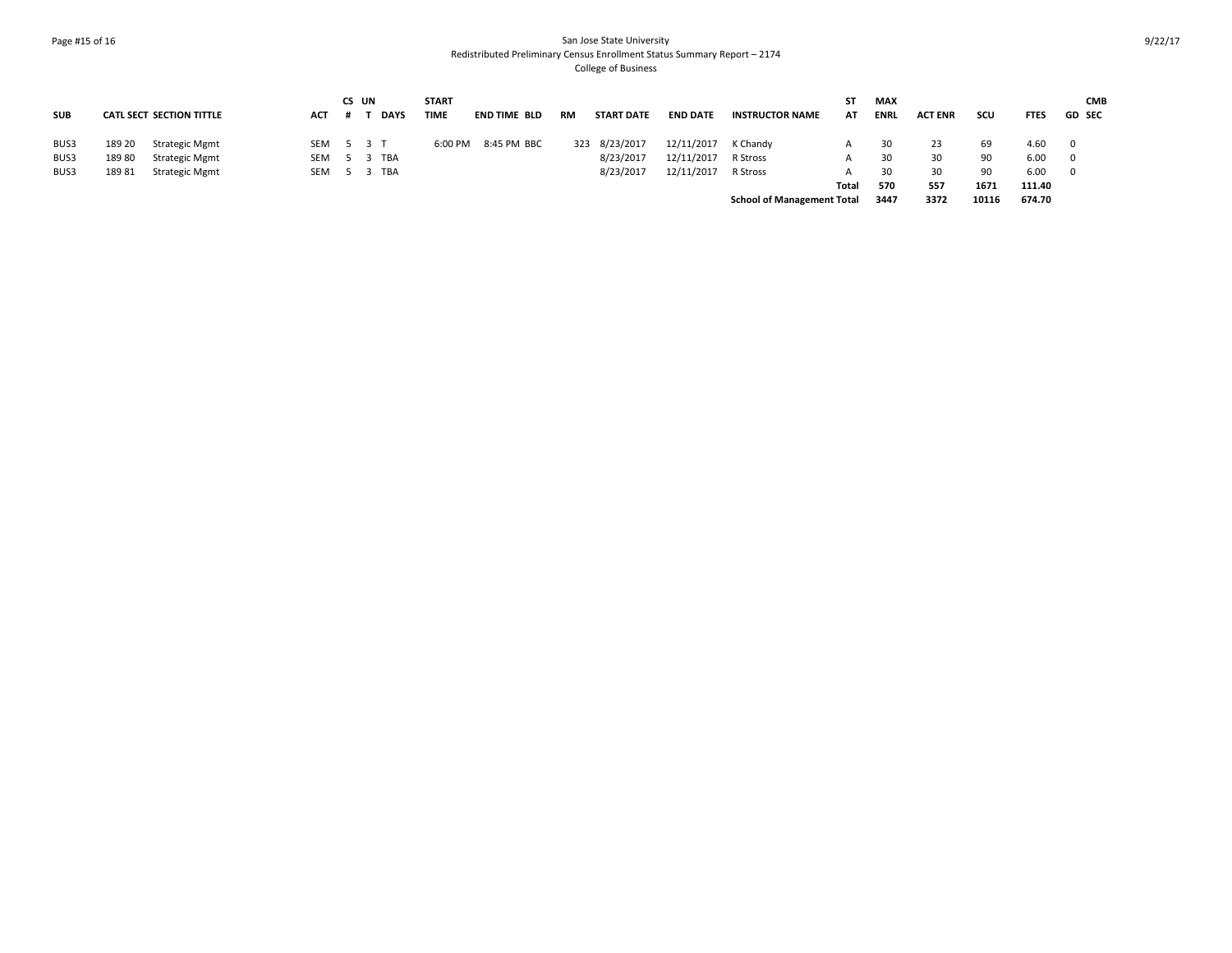San Jose State University
Redistributed Preliminary Census Enrollment Status Summary Report – 2174
College of Business

| SUB | CATL | SECT | SECTION TITTLE | ACT | CS # | UN T | DAYS | START TIME | END TIME | BLD | RM | START DATE | END DATE | INSTRUCTOR NAME | ST AT | MAX ENRL | ACT ENR | SCU | FTES | GD | CMB SEC |
|---|---|---|---|---|---|---|---|---|---|---|---|---|---|---|---|---|---|---|---|---|---|
| BUS3 | 189 | 20 | Strategic Mgmt | SEM | 5 | 3 | T | 6:00 PM | 8:45 PM | BBC | 323 | 8/23/2017 | 12/11/2017 | K Chandy | A | 30 | 23 | 69 | 4.60 | 0 | |
| BUS3 | 189 | 80 | Strategic Mgmt | SEM | 5 | 3 | TBA | | | | | 8/23/2017 | 12/11/2017 | R Stross | A | 30 | 30 | 90 | 6.00 | 0 | |
| BUS3 | 189 | 81 | Strategic Mgmt | SEM | 5 | 3 | TBA | | | | | 8/23/2017 | 12/11/2017 | R Stross | A | 30 | 30 | 90 | 6.00 | 0 | |
| | | | | | | | | | | | | | | | **Total** | **570** | **557** | **1671** | **111.40** | | |
| | | | | | | | | | | | | | | **School of Management Total** | | **3447** | **3372** | **10116** | **674.70** | | |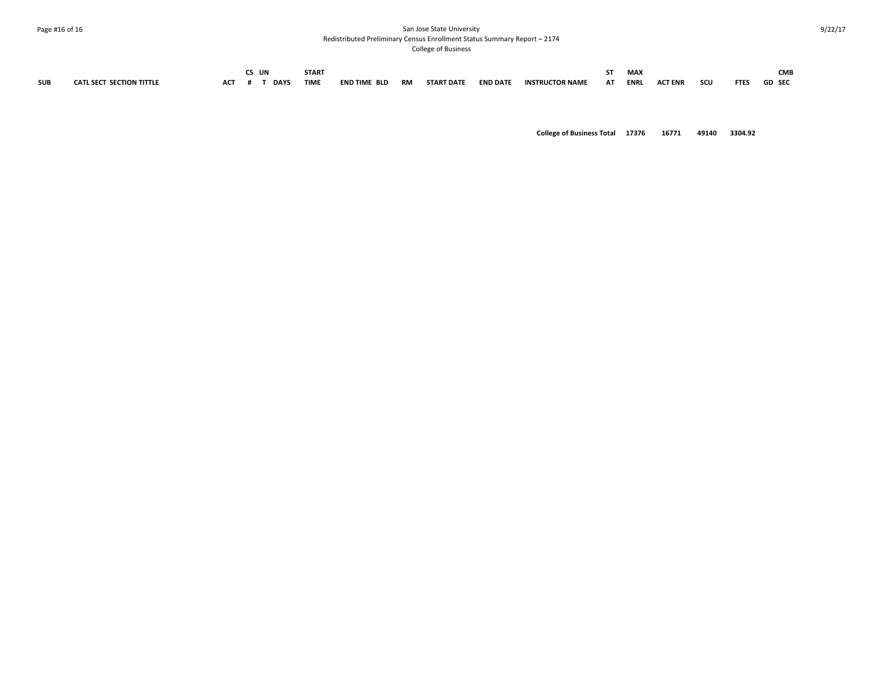| SUB | CATL SECT SECTION TITTLE | ACT | CS # | UNT | DAYS | START TIME | END TIME | BLD | RM | START DATE | END DATE | INSTRUCTOR NAME | STAT | MAX ENRL | ACT ENR | SCU | FTES | GD | CMB SEC |
|---|---|---|---|---|---|---|---|---|---|---|---|---|---|---|---|---|---|---|---|
| | | | | | | | | | | | | College of Business Total | | 17376 | 16771 | 49140 | 3304.92 | | |